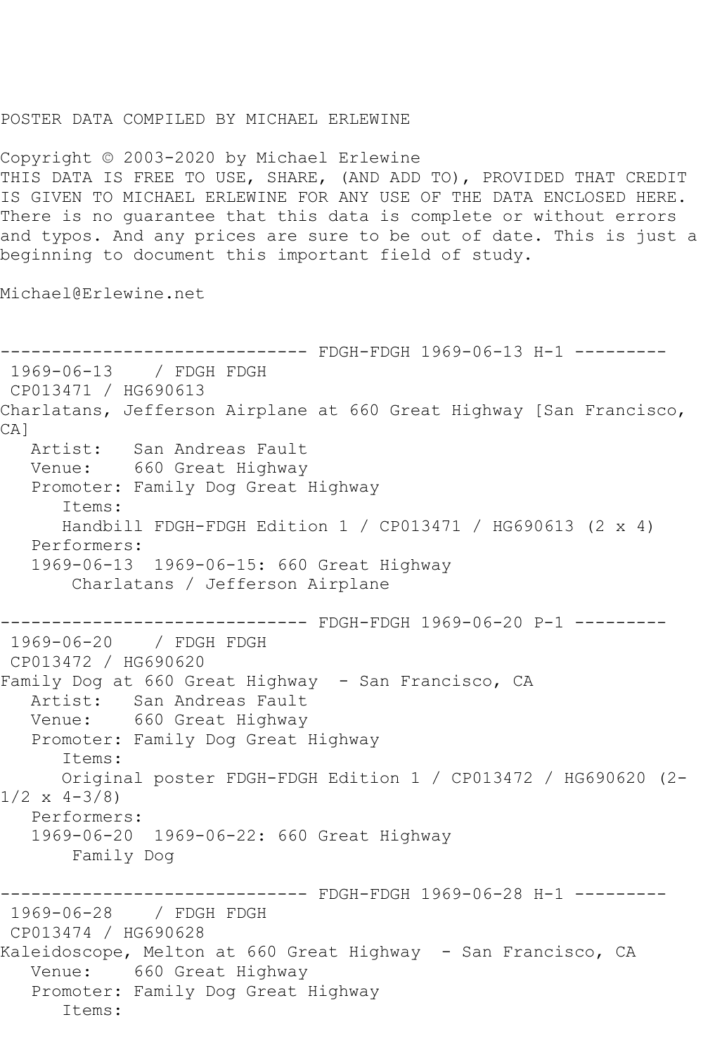POSTER DATA COMPILED BY MICHAEL ERLEWINE

Copyright © 2003-2020 by Michael Erlewine
THIS DATA IS FREE TO USE, SHARE, (AND ADD TO), PROVIDED THAT CREDIT IS GIVEN TO MICHAEL ERLEWINE FOR ANY USE OF THE DATA ENCLOSED HERE. There is no guarantee that this data is complete or without errors and typos. And any prices are sure to be out of date. This is just a beginning to document this important field of study.

Michael@Erlewine.net

```
------------------------------ FDGH-FDGH 1969-06-13 H-1 ---------
 1969-06-13    / FDGH FDGH
 CP013471 / HG690613
Charlatans, Jefferson Airplane at 660 Great Highway [San Francisco, CA]
   Artist:   San Andreas Fault
   Venue:    660 Great Highway
   Promoter: Family Dog Great Highway
      Items:
      Handbill FDGH-FDGH Edition 1 / CP013471 / HG690613 (2 x 4)
   Performers:
   1969-06-13  1969-06-15: 660 Great Highway
       Charlatans / Jefferson Airplane

------------------------------ FDGH-FDGH 1969-06-20 P-1 ---------
 1969-06-20    / FDGH FDGH
 CP013472 / HG690620
Family Dog at 660 Great Highway  - San Francisco, CA
   Artist:   San Andreas Fault
   Venue:    660 Great Highway
   Promoter: Family Dog Great Highway
      Items:
      Original poster FDGH-FDGH Edition 1 / CP013472 / HG690620 (2-1/2 x 4-3/8)
   Performers:
   1969-06-20  1969-06-22: 660 Great Highway
       Family Dog

------------------------------ FDGH-FDGH 1969-06-28 H-1 ---------
 1969-06-28    / FDGH FDGH
 CP013474 / HG690628
Kaleidoscope, Melton at 660 Great Highway  - San Francisco, CA
   Venue:    660 Great Highway
   Promoter: Family Dog Great Highway
      Items:
```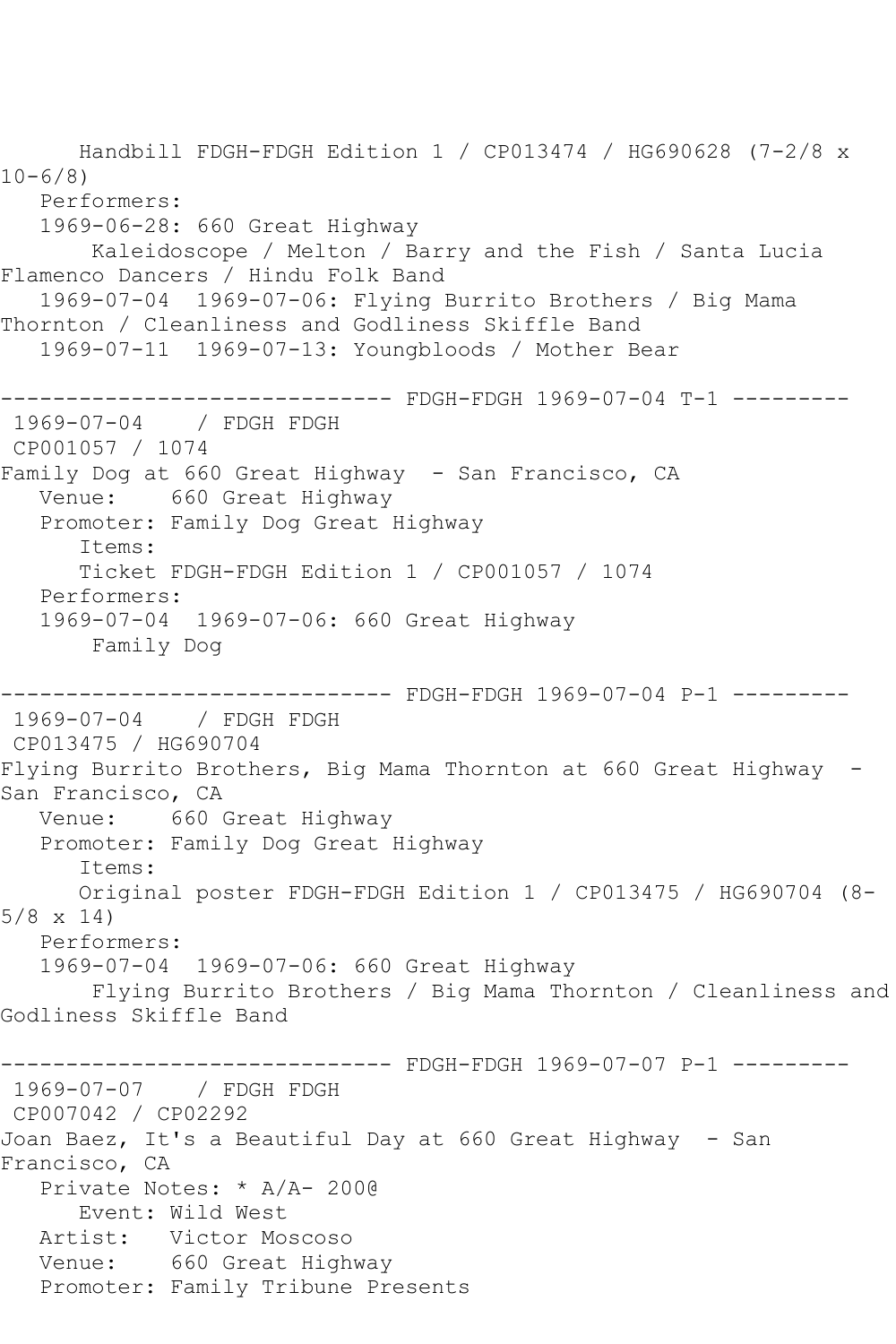Handbill FDGH-FDGH Edition 1 / CP013474 / HG690628 (7-2/8 x 10-6/8)
   Performers:
   1969-06-28: 660 Great Highway
       Kaleidoscope / Melton / Barry and the Fish / Santa Lucia Flamenco Dancers / Hindu Folk Band
   1969-07-04  1969-07-06: Flying Burrito Brothers / Big Mama Thornton / Cleanliness and Godliness Skiffle Band
   1969-07-11  1969-07-13: Youngbloods / Mother Bear

------------------------------ FDGH-FDGH 1969-07-04 T-1 ---------
 1969-07-04    / FDGH FDGH
 CP001057 / 1074
Family Dog at 660 Great Highway  - San Francisco, CA
   Venue:    660 Great Highway
   Promoter: Family Dog Great Highway
      Items:
      Ticket FDGH-FDGH Edition 1 / CP001057 / 1074
   Performers:
   1969-07-04  1969-07-06: 660 Great Highway
       Family Dog

------------------------------ FDGH-FDGH 1969-07-04 P-1 ---------
 1969-07-04    / FDGH FDGH
 CP013475 / HG690704
Flying Burrito Brothers, Big Mama Thornton at 660 Great Highway  - San Francisco, CA
   Venue:    660 Great Highway
   Promoter: Family Dog Great Highway
      Items:
      Original poster FDGH-FDGH Edition 1 / CP013475 / HG690704 (8-5/8 x 14)
   Performers:
   1969-07-04  1969-07-06: 660 Great Highway
       Flying Burrito Brothers / Big Mama Thornton / Cleanliness and Godliness Skiffle Band

------------------------------ FDGH-FDGH 1969-07-07 P-1 ---------
 1969-07-07    / FDGH FDGH
 CP007042 / CP02292
Joan Baez, It's a Beautiful Day at 660 Great Highway  - San Francisco, CA
   Private Notes: * A/A- 200@
      Event: Wild West
   Artist:   Victor Moscoso
   Venue:    660 Great Highway
   Promoter: Family Tribune Presents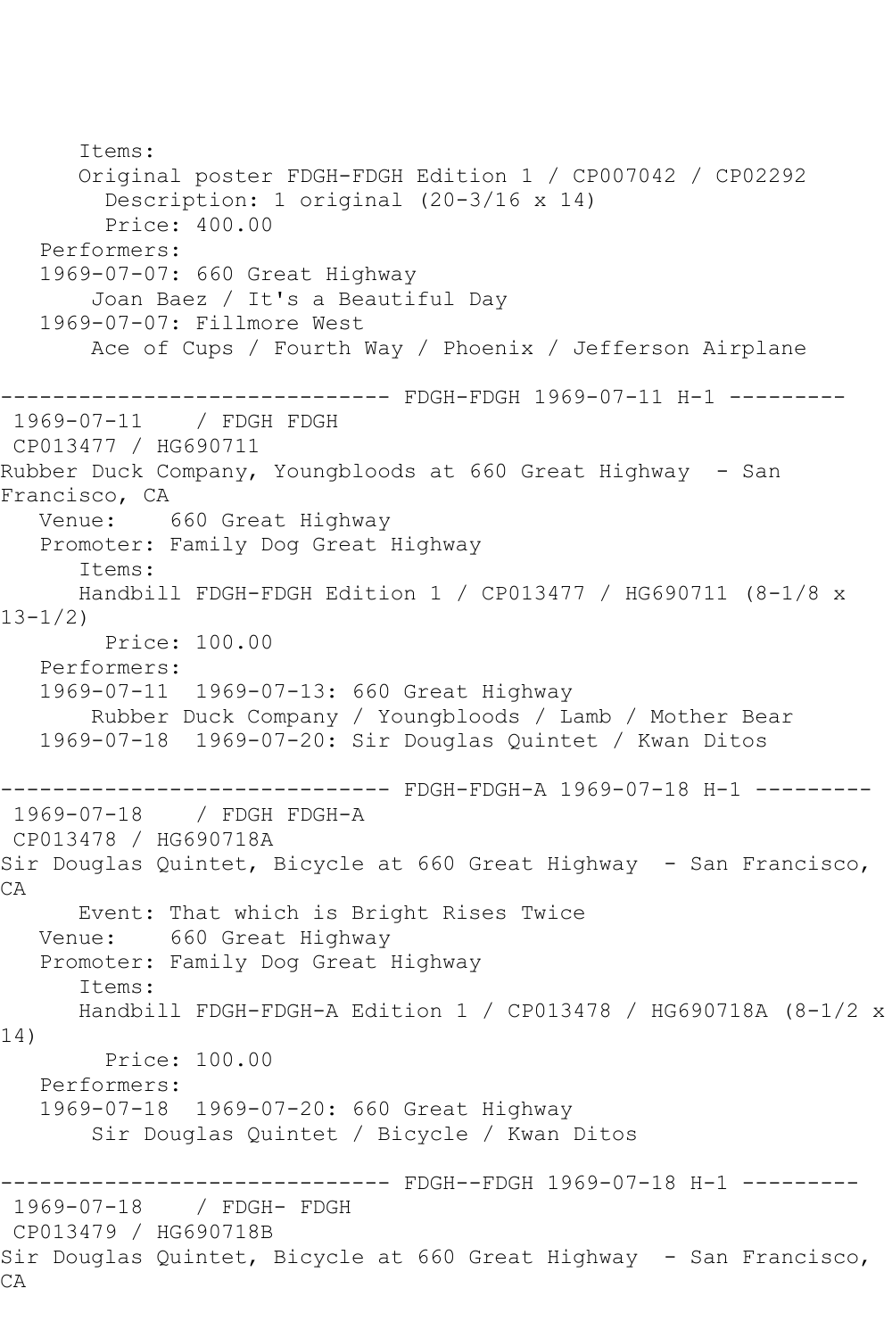```
      Items:
      Original poster FDGH-FDGH Edition 1 / CP007042 / CP02292
        Description: 1 original (20-3/16 x 14)
        Price: 400.00
   Performers:
   1969-07-07: 660 Great Highway
       Joan Baez / It's a Beautiful Day
   1969-07-07: Fillmore West
       Ace of Cups / Fourth Way / Phoenix / Jefferson Airplane

------------------------------ FDGH-FDGH 1969-07-11 H-1 ---------
 1969-07-11    / FDGH FDGH
 CP013477 / HG690711
Rubber Duck Company, Youngbloods at 660 Great Highway  - San
Francisco, CA
   Venue:    660 Great Highway
   Promoter: Family Dog Great Highway
      Items:
      Handbill FDGH-FDGH Edition 1 / CP013477 / HG690711 (8-1/8 x
13-1/2)
        Price: 100.00
   Performers:
   1969-07-11  1969-07-13: 660 Great Highway
       Rubber Duck Company / Youngbloods / Lamb / Mother Bear
   1969-07-18  1969-07-20: Sir Douglas Quintet / Kwan Ditos

------------------------------ FDGH-FDGH-A 1969-07-18 H-1 ---------
 1969-07-18    / FDGH FDGH-A
 CP013478 / HG690718A
Sir Douglas Quintet, Bicycle at 660 Great Highway  - San Francisco,
CA
      Event: That which is Bright Rises Twice
   Venue:    660 Great Highway
   Promoter: Family Dog Great Highway
      Items:
      Handbill FDGH-FDGH-A Edition 1 / CP013478 / HG690718A (8-1/2 x
14)
        Price: 100.00
   Performers:
   1969-07-18  1969-07-20: 660 Great Highway
       Sir Douglas Quintet / Bicycle / Kwan Ditos

------------------------------ FDGH--FDGH 1969-07-18 H-1 ---------
 1969-07-18    / FDGH- FDGH
 CP013479 / HG690718B
Sir Douglas Quintet, Bicycle at 660 Great Highway  - San Francisco,
CA
```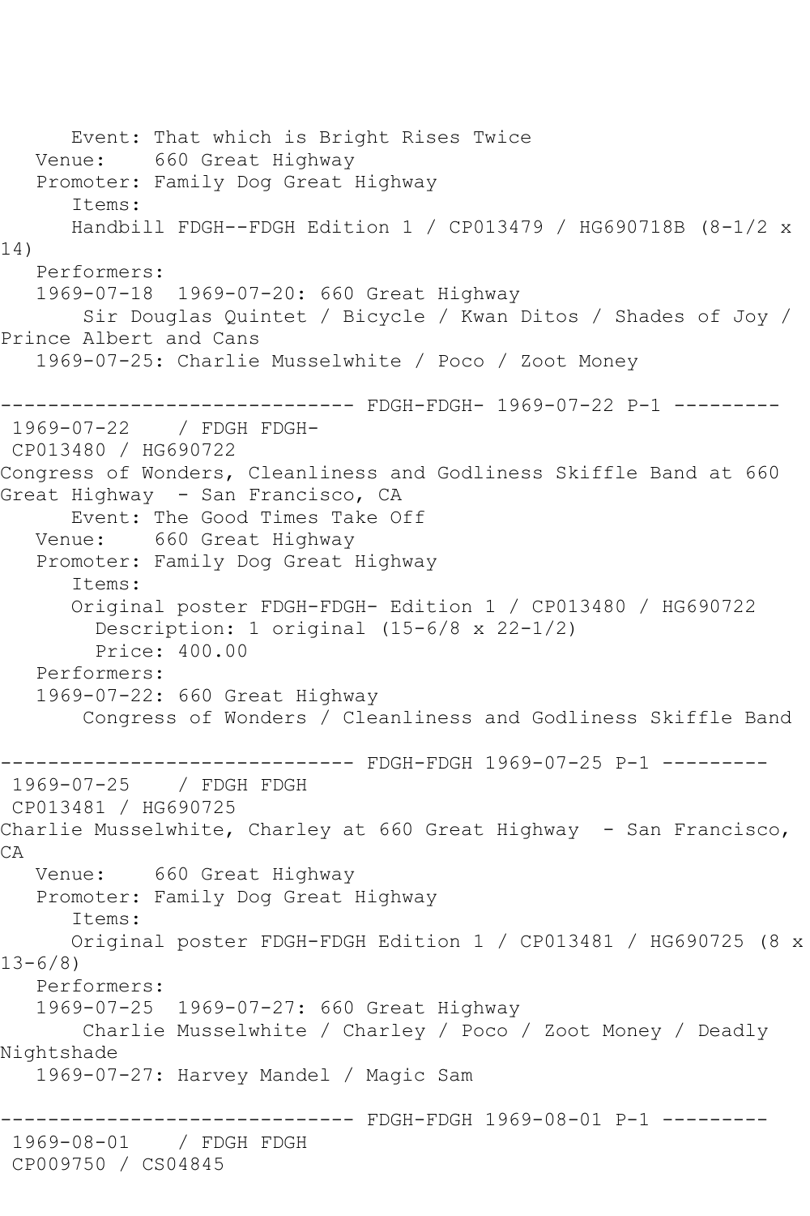Event: That which is Bright Rises Twice
Venue: 660 Great Highway
Promoter: Family Dog Great Highway
Items:
Handbill FDGH--FDGH Edition 1 / CP013479 / HG690718B (8-1/2 x 14)
Performers:
1969-07-18 1969-07-20: 660 Great Highway
Sir Douglas Quintet / Bicycle / Kwan Ditos / Shades of Joy / Prince Albert and Cans
1969-07-25: Charlie Musselwhite / Poco / Zoot Money

------------------------------ FDGH-FDGH- 1969-07-22 P-1 ---------

1969-07-22 / FDGH FDGH-
CP013480 / HG690722
Congress of Wonders, Cleanliness and Godliness Skiffle Band at 660 Great Highway - San Francisco, CA
Event: The Good Times Take Off
Venue: 660 Great Highway
Promoter: Family Dog Great Highway
Items:
Original poster FDGH-FDGH- Edition 1 / CP013480 / HG690722
Description: 1 original (15-6/8 x 22-1/2)
Price: 400.00
Performers:
1969-07-22: 660 Great Highway
Congress of Wonders / Cleanliness and Godliness Skiffle Band

------------------------------ FDGH-FDGH 1969-07-25 P-1 ---------

1969-07-25 / FDGH FDGH
CP013481 / HG690725
Charlie Musselwhite, Charley at 660 Great Highway - San Francisco, CA
Venue: 660 Great Highway
Promoter: Family Dog Great Highway
Items:
Original poster FDGH-FDGH Edition 1 / CP013481 / HG690725 (8 x 13-6/8)
Performers:
1969-07-25 1969-07-27: 660 Great Highway
Charlie Musselwhite / Charley / Poco / Zoot Money / Deadly Nightshade
1969-07-27: Harvey Mandel / Magic Sam

------------------------------ FDGH-FDGH 1969-08-01 P-1 ---------

1969-08-01 / FDGH FDGH
CP009750 / CS04845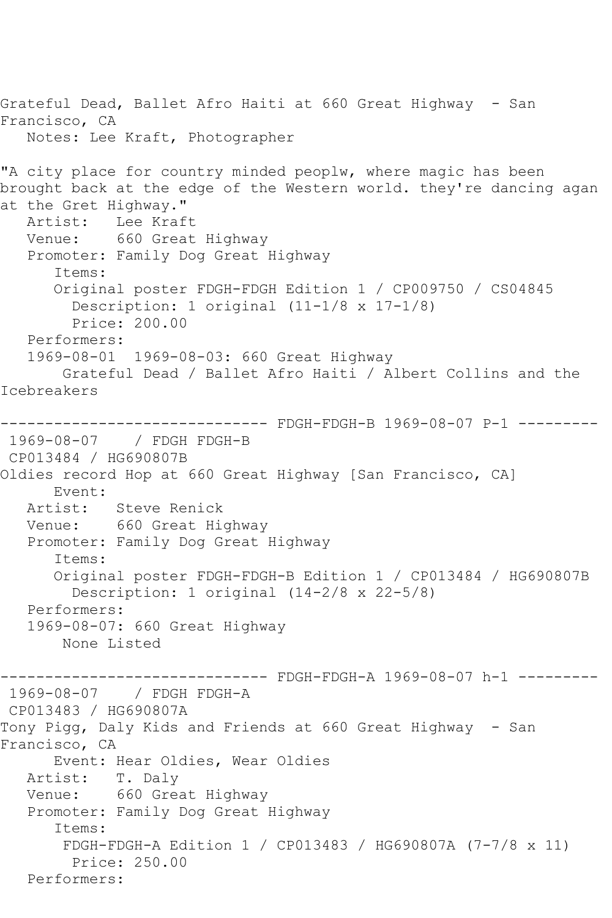Grateful Dead, Ballet Afro Haiti at 660 Great Highway - San Francisco, CA
   Notes: Lee Kraft, Photographer

"A city place for country minded peoplw, where magic has been brought back at the edge of the Western world. they're dancing agan at the Gret Highway."
   Artist:   Lee Kraft
   Venue:    660 Great Highway
   Promoter: Family Dog Great Highway
      Items:
      Original poster FDGH-FDGH Edition 1 / CP009750 / CS04845
        Description: 1 original (11-1/8 x 17-1/8)
        Price: 200.00
   Performers:
   1969-08-01  1969-08-03: 660 Great Highway
       Grateful Dead / Ballet Afro Haiti / Albert Collins and the Icebreakers

------------------------------ FDGH-FDGH-B 1969-08-07 P-1 ---------
 1969-08-07    / FDGH FDGH-B
 CP013484 / HG690807B
Oldies record Hop at 660 Great Highway [San Francisco, CA]
      Event:
   Artist:   Steve Renick
   Venue:    660 Great Highway
   Promoter: Family Dog Great Highway
      Items:
      Original poster FDGH-FDGH-B Edition 1 / CP013484 / HG690807B
        Description: 1 original (14-2/8 x 22-5/8)
   Performers:
   1969-08-07: 660 Great Highway
       None Listed

------------------------------ FDGH-FDGH-A 1969-08-07 h-1 ---------
 1969-08-07    / FDGH FDGH-A
 CP013483 / HG690807A
Tony Pigg, Daly Kids and Friends at 660 Great Highway - San Francisco, CA
      Event: Hear Oldies, Wear Oldies
   Artist:   T. Daly
   Venue:    660 Great Highway
   Promoter: Family Dog Great Highway
      Items:
       FDGH-FDGH-A Edition 1 / CP013483 / HG690807A (7-7/8 x 11)
        Price: 250.00
   Performers: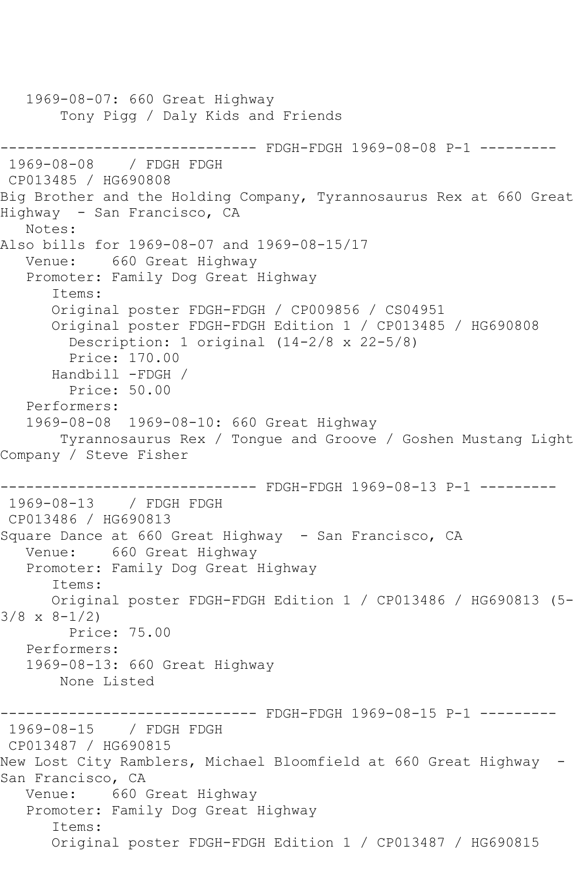```
   1969-08-07: 660 Great Highway
       Tony Pigg / Daly Kids and Friends

------------------------------ FDGH-FDGH 1969-08-08 P-1 ---------
 1969-08-08    / FDGH FDGH
 CP013485 / HG690808
Big Brother and the Holding Company, Tyrannosaurus Rex at 660 Great
Highway  - San Francisco, CA
   Notes:
Also bills for 1969-08-07 and 1969-08-15/17
   Venue:    660 Great Highway
   Promoter: Family Dog Great Highway
      Items:
      Original poster FDGH-FDGH / CP009856 / CS04951
      Original poster FDGH-FDGH Edition 1 / CP013485 / HG690808
        Description: 1 original (14-2/8 x 22-5/8)
        Price: 170.00
      Handbill -FDGH /
        Price: 50.00
   Performers:
   1969-08-08  1969-08-10: 660 Great Highway
       Tyrannosaurus Rex / Tongue and Groove / Goshen Mustang Light
Company / Steve Fisher

------------------------------ FDGH-FDGH 1969-08-13 P-1 ---------
 1969-08-13    / FDGH FDGH
 CP013486 / HG690813
Square Dance at 660 Great Highway  - San Francisco, CA
   Venue:    660 Great Highway
   Promoter: Family Dog Great Highway
      Items:
      Original poster FDGH-FDGH Edition 1 / CP013486 / HG690813 (5-
3/8 x 8-1/2)
        Price: 75.00
   Performers:
   1969-08-13: 660 Great Highway
       None Listed

------------------------------ FDGH-FDGH 1969-08-15 P-1 ---------
 1969-08-15    / FDGH FDGH
 CP013487 / HG690815
New Lost City Ramblers, Michael Bloomfield at 660 Great Highway  -
San Francisco, CA
   Venue:    660 Great Highway
   Promoter: Family Dog Great Highway
      Items:
      Original poster FDGH-FDGH Edition 1 / CP013487 / HG690815
```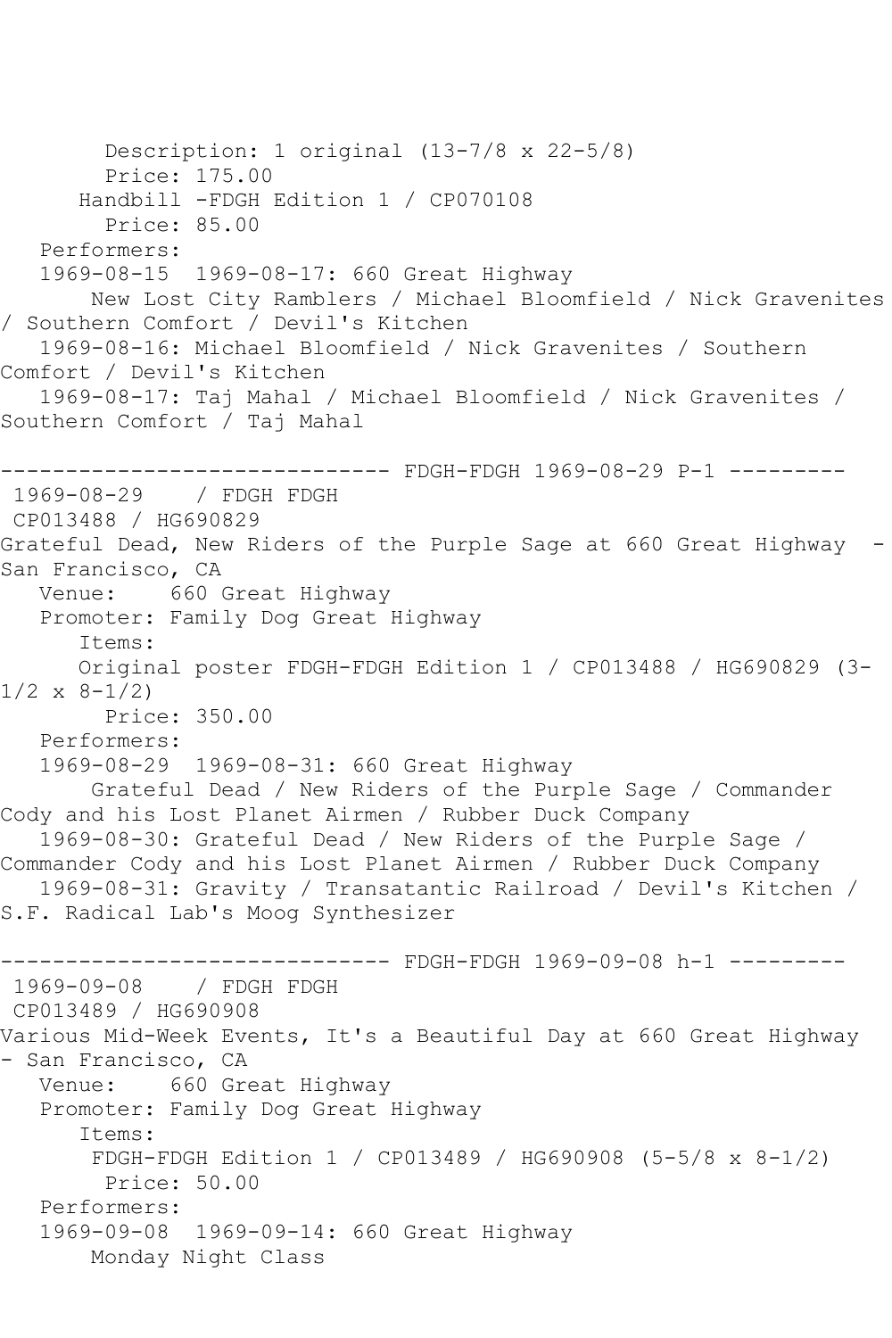Description: 1 original (13-7/8 x 22-5/8)
Price: 175.00
Handbill -FDGH Edition 1 / CP070108
Price: 85.00
Performers:
1969-08-15 1969-08-17: 660 Great Highway
New Lost City Ramblers / Michael Bloomfield / Nick Gravenites / Southern Comfort / Devil's Kitchen
1969-08-16: Michael Bloomfield / Nick Gravenites / Southern Comfort / Devil's Kitchen
1969-08-17: Taj Mahal / Michael Bloomfield / Nick Gravenites / Southern Comfort / Taj Mahal

------------------------------ FDGH-FDGH 1969-08-29 P-1 ---------

1969-08-29 / FDGH FDGH
CP013488 / HG690829
Grateful Dead, New Riders of the Purple Sage at 660 Great Highway - San Francisco, CA
Venue: 660 Great Highway
Promoter: Family Dog Great Highway
Items:
Original poster FDGH-FDGH Edition 1 / CP013488 / HG690829 (3-1/2 x 8-1/2)
Price: 350.00
Performers:
1969-08-29 1969-08-31: 660 Great Highway
Grateful Dead / New Riders of the Purple Sage / Commander Cody and his Lost Planet Airmen / Rubber Duck Company
1969-08-30: Grateful Dead / New Riders of the Purple Sage / Commander Cody and his Lost Planet Airmen / Rubber Duck Company
1969-08-31: Gravity / Transatantic Railroad / Devil's Kitchen / S.F. Radical Lab's Moog Synthesizer

------------------------------ FDGH-FDGH 1969-09-08 h-1 ---------

1969-09-08 / FDGH FDGH
CP013489 / HG690908
Various Mid-Week Events, It's a Beautiful Day at 660 Great Highway - San Francisco, CA
Venue: 660 Great Highway
Promoter: Family Dog Great Highway
Items:
FDGH-FDGH Edition 1 / CP013489 / HG690908 (5-5/8 x 8-1/2)
Price: 50.00
Performers:
1969-09-08 1969-09-14: 660 Great Highway
Monday Night Class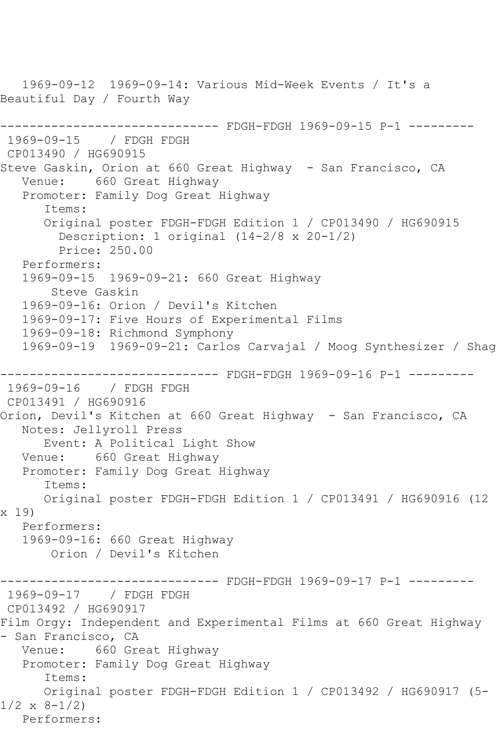1969-09-12  1969-09-14: Various Mid-Week Events / It's a Beautiful Day / Fourth Way

------------------------------ FDGH-FDGH 1969-09-15 P-1 ---------

1969-09-15    / FDGH FDGH

CP013490 / HG690915

Steve Gaskin, Orion at 660 Great Highway  - San Francisco, CA

Venue:    660 Great Highway

Promoter: Family Dog Great Highway

Items:

Original poster FDGH-FDGH Edition 1 / CP013490 / HG690915

Description: 1 original (14-2/8 x 20-1/2)

Price: 250.00

Performers:

1969-09-15  1969-09-21: 660 Great Highway

Steve Gaskin

1969-09-16: Orion / Devil's Kitchen

1969-09-17: Five Hours of Experimental Films

1969-09-18: Richmond Symphony

1969-09-19  1969-09-21: Carlos Carvajal / Moog Synthesizer / Shag

------------------------------ FDGH-FDGH 1969-09-16 P-1 ---------

1969-09-16    / FDGH FDGH

CP013491 / HG690916

Orion, Devil's Kitchen at 660 Great Highway  - San Francisco, CA

Notes: Jellyroll Press

Event: A Political Light Show

Venue:    660 Great Highway

Promoter: Family Dog Great Highway

Items:

Original poster FDGH-FDGH Edition 1 / CP013491 / HG690916 (12 x 19)

Performers:

1969-09-16: 660 Great Highway

Orion / Devil's Kitchen

------------------------------ FDGH-FDGH 1969-09-17 P-1 ---------

1969-09-17    / FDGH FDGH

CP013492 / HG690917

Film Orgy: Independent and Experimental Films at 660 Great Highway - San Francisco, CA

Venue:    660 Great Highway

Promoter: Family Dog Great Highway

Items:

Original poster FDGH-FDGH Edition 1 / CP013492 / HG690917 (5-1/2 x 8-1/2)

Performers: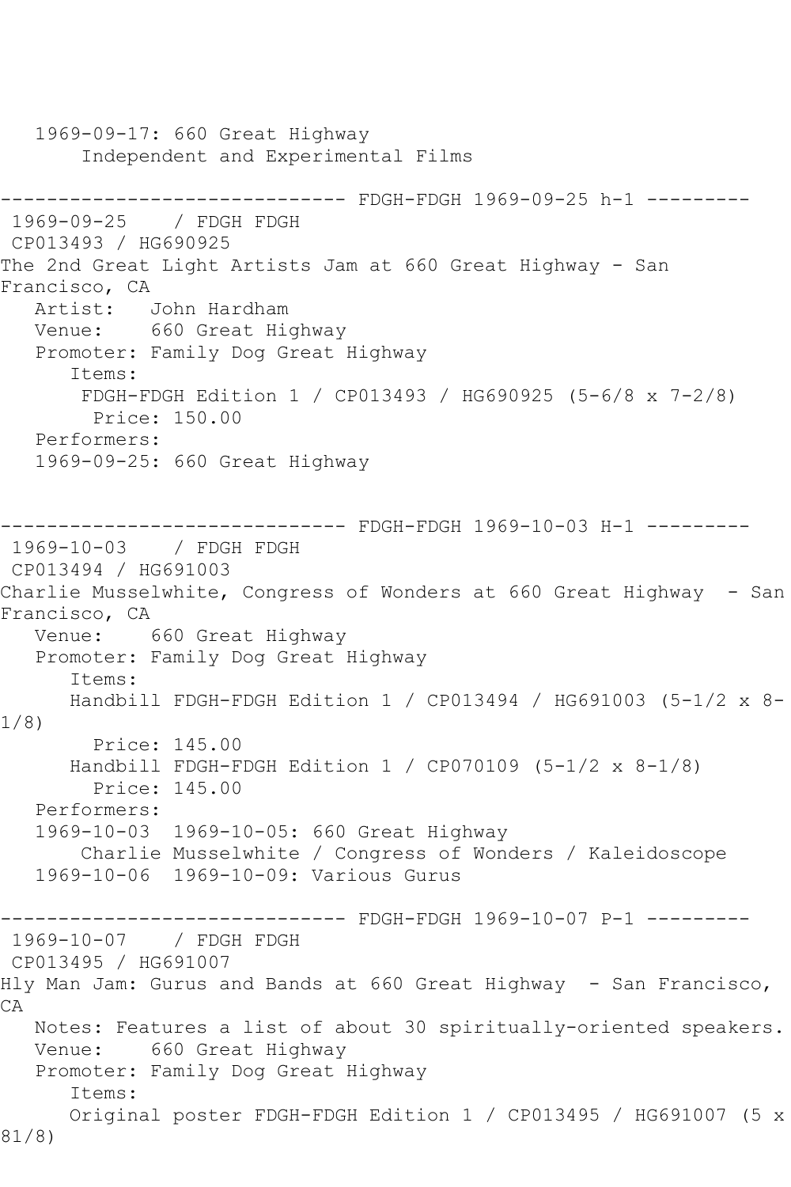1969-09-17: 660 Great Highway
    Independent and Experimental Films

------------------------------ FDGH-FDGH 1969-09-25 h-1 ---------

1969-09-25 / FDGH FDGH
CP013493 / HG690925
The 2nd Great Light Artists Jam at 660 Great Highway - San Francisco, CA
   Artist: John Hardham
   Venue: 660 Great Highway
   Promoter: Family Dog Great Highway
   Items:
      FDGH-FDGH Edition 1 / CP013493 / HG690925 (5-6/8 x 7-2/8)
        Price: 150.00
   Performers:
   1969-09-25: 660 Great Highway

------------------------------ FDGH-FDGH 1969-10-03 H-1 ---------

1969-10-03 / FDGH FDGH
CP013494 / HG691003
Charlie Musselwhite, Congress of Wonders at 660 Great Highway - San Francisco, CA
   Venue: 660 Great Highway
   Promoter: Family Dog Great Highway
   Items:
      Handbill FDGH-FDGH Edition 1 / CP013494 / HG691003 (5-1/2 x 8-1/8)
        Price: 145.00
      Handbill FDGH-FDGH Edition 1 / CP070109 (5-1/2 x 8-1/8)
        Price: 145.00
   Performers:
   1969-10-03 1969-10-05: 660 Great Highway
      Charlie Musselwhite / Congress of Wonders / Kaleidoscope
   1969-10-06 1969-10-09: Various Gurus

------------------------------ FDGH-FDGH 1969-10-07 P-1 ---------

1969-10-07 / FDGH FDGH
CP013495 / HG691007
Hly Man Jam: Gurus and Bands at 660 Great Highway - San Francisco, CA
   Notes: Features a list of about 30 spiritually-oriented speakers.
   Venue: 660 Great Highway
   Promoter: Family Dog Great Highway
   Items:
      Original poster FDGH-FDGH Edition 1 / CP013495 / HG691007 (5 x 81/8)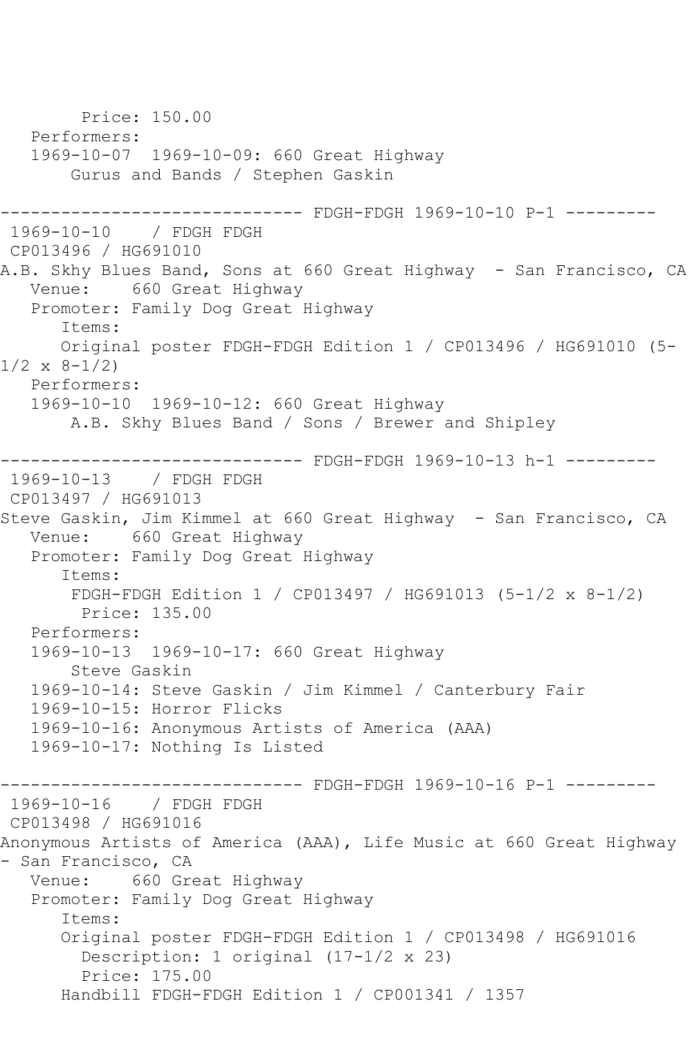Price: 150.00
   Performers:
   1969-10-07  1969-10-09: 660 Great Highway
       Gurus and Bands / Stephen Gaskin

------------------------------ FDGH-FDGH 1969-10-10 P-1 ---------
1969-10-10    / FDGH FDGH
CP013496 / HG691010
A.B. Skhy Blues Band, Sons at 660 Great Highway  - San Francisco, CA
   Venue:    660 Great Highway
   Promoter: Family Dog Great Highway
      Items:
      Original poster FDGH-FDGH Edition 1 / CP013496 / HG691010 (5-1/2 x 8-1/2)
   Performers:
   1969-10-10  1969-10-12: 660 Great Highway
       A.B. Skhy Blues Band / Sons / Brewer and Shipley

------------------------------ FDGH-FDGH 1969-10-13 h-1 ---------
1969-10-13    / FDGH FDGH
CP013497 / HG691013
Steve Gaskin, Jim Kimmel at 660 Great Highway  - San Francisco, CA
   Venue:    660 Great Highway
   Promoter: Family Dog Great Highway
      Items:
       FDGH-FDGH Edition 1 / CP013497 / HG691013 (5-1/2 x 8-1/2)
        Price: 135.00
   Performers:
   1969-10-13  1969-10-17: 660 Great Highway
       Steve Gaskin
   1969-10-14: Steve Gaskin / Jim Kimmel / Canterbury Fair
   1969-10-15: Horror Flicks
   1969-10-16: Anonymous Artists of America (AAA)
   1969-10-17: Nothing Is Listed

------------------------------ FDGH-FDGH 1969-10-16 P-1 ---------
1969-10-16    / FDGH FDGH
CP013498 / HG691016
Anonymous Artists of America (AAA), Life Music at 660 Great Highway - San Francisco, CA
   Venue:    660 Great Highway
   Promoter: Family Dog Great Highway
      Items:
      Original poster FDGH-FDGH Edition 1 / CP013498 / HG691016
        Description: 1 original (17-1/2 x 23)
        Price: 175.00
      Handbill FDGH-FDGH Edition 1 / CP001341 / 1357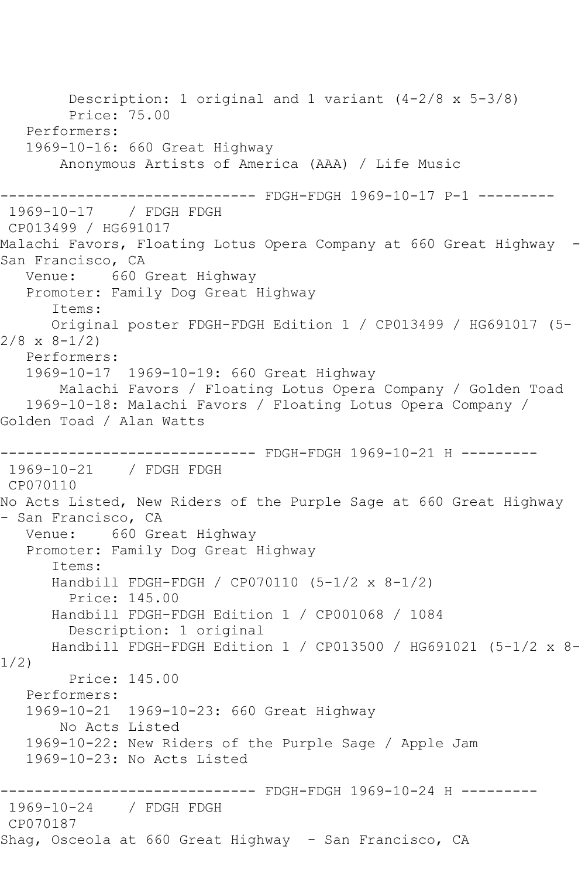```
        Description: 1 original and 1 variant (4-2/8 x 5-3/8)
        Price: 75.00
   Performers:
   1969-10-16: 660 Great Highway
       Anonymous Artists of America (AAA) / Life Music

------------------------------ FDGH-FDGH 1969-10-17 P-1 ---------
 1969-10-17    / FDGH FDGH
 CP013499 / HG691017
Malachi Favors, Floating Lotus Opera Company at 660 Great Highway  - 
San Francisco, CA
   Venue:    660 Great Highway
   Promoter: Family Dog Great Highway
      Items:
      Original poster FDGH-FDGH Edition 1 / CP013499 / HG691017 (5-
2/8 x 8-1/2)
   Performers:
   1969-10-17  1969-10-19: 660 Great Highway
       Malachi Favors / Floating Lotus Opera Company / Golden Toad
   1969-10-18: Malachi Favors / Floating Lotus Opera Company / 
Golden Toad / Alan Watts

------------------------------ FDGH-FDGH 1969-10-21 H ---------
 1969-10-21    / FDGH FDGH
 CP070110
No Acts Listed, New Riders of the Purple Sage at 660 Great Highway 
- San Francisco, CA
   Venue:    660 Great Highway
   Promoter: Family Dog Great Highway
      Items:
      Handbill FDGH-FDGH / CP070110 (5-1/2 x 8-1/2)
        Price: 145.00
      Handbill FDGH-FDGH Edition 1 / CP001068 / 1084
        Description: 1 original
      Handbill FDGH-FDGH Edition 1 / CP013500 / HG691021 (5-1/2 x 8-
1/2)
        Price: 145.00
   Performers:
   1969-10-21  1969-10-23: 660 Great Highway
       No Acts Listed
   1969-10-22: New Riders of the Purple Sage / Apple Jam
   1969-10-23: No Acts Listed

------------------------------ FDGH-FDGH 1969-10-24 H ---------
 1969-10-24    / FDGH FDGH
 CP070187
Shag, Osceola at 660 Great Highway  - San Francisco, CA
```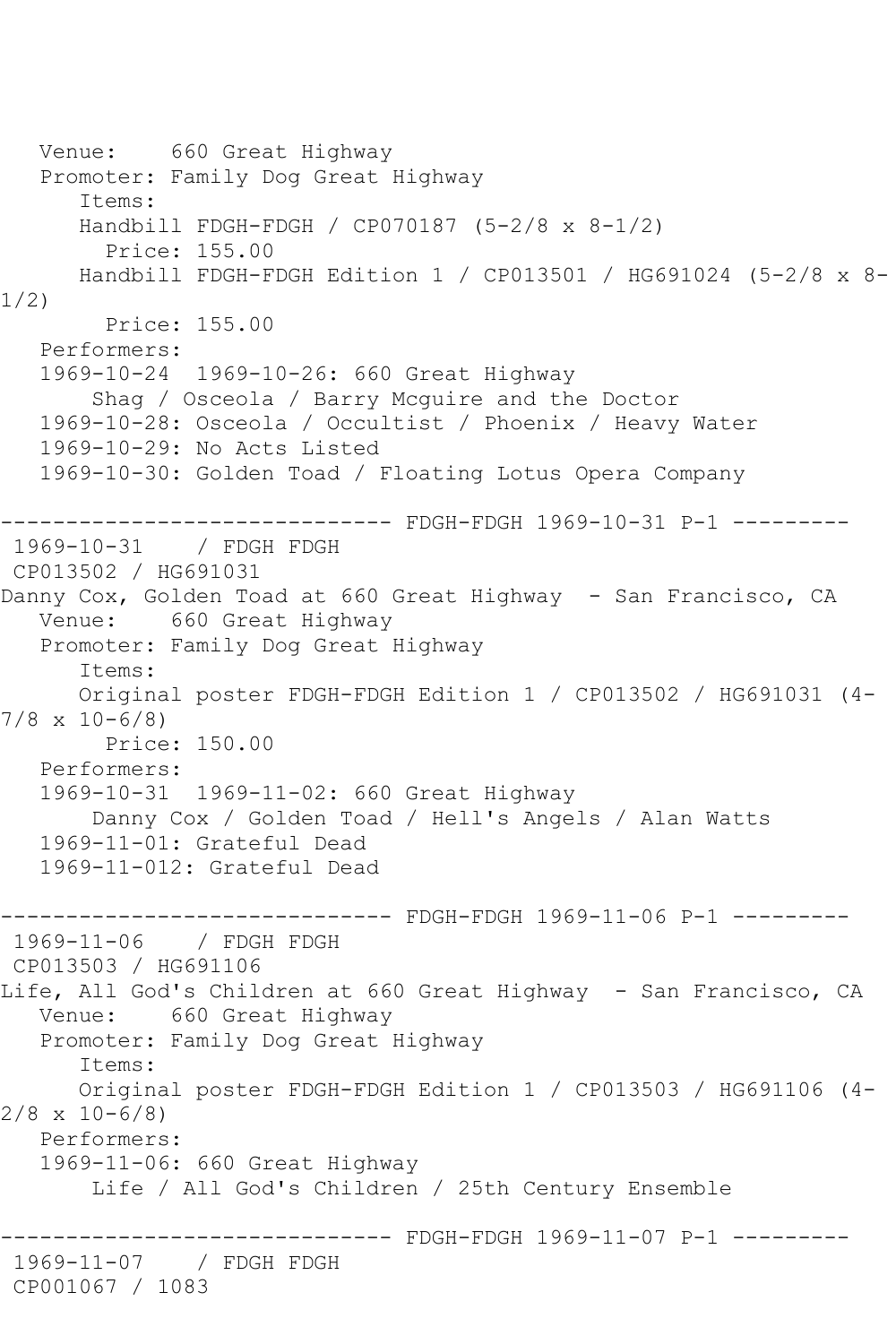```
   Venue:    660 Great Highway
   Promoter: Family Dog Great Highway
      Items:
      Handbill FDGH-FDGH / CP070187 (5-2/8 x 8-1/2)
        Price: 155.00
      Handbill FDGH-FDGH Edition 1 / CP013501 / HG691024 (5-2/8 x 8-
1/2)
        Price: 155.00
   Performers:
   1969-10-24  1969-10-26: 660 Great Highway
       Shag / Osceola / Barry Mcguire and the Doctor
   1969-10-28: Osceola / Occultist / Phoenix / Heavy Water
   1969-10-29: No Acts Listed
   1969-10-30: Golden Toad / Floating Lotus Opera Company

------------------------------ FDGH-FDGH 1969-10-31 P-1 ---------
 1969-10-31    / FDGH FDGH
 CP013502 / HG691031
Danny Cox, Golden Toad at 660 Great Highway  - San Francisco, CA
   Venue:    660 Great Highway
   Promoter: Family Dog Great Highway
      Items:
      Original poster FDGH-FDGH Edition 1 / CP013502 / HG691031 (4-
7/8 x 10-6/8)
        Price: 150.00
   Performers:
   1969-10-31  1969-11-02: 660 Great Highway
       Danny Cox / Golden Toad / Hell's Angels / Alan Watts
   1969-11-01: Grateful Dead
   1969-11-012: Grateful Dead

------------------------------ FDGH-FDGH 1969-11-06 P-1 ---------
 1969-11-06    / FDGH FDGH
 CP013503 / HG691106
Life, All God's Children at 660 Great Highway  - San Francisco, CA
   Venue:    660 Great Highway
   Promoter: Family Dog Great Highway
      Items:
      Original poster FDGH-FDGH Edition 1 / CP013503 / HG691106 (4-
2/8 x 10-6/8)
   Performers:
   1969-11-06: 660 Great Highway
       Life / All God's Children / 25th Century Ensemble

------------------------------ FDGH-FDGH 1969-11-07 P-1 ---------
 1969-11-07    / FDGH FDGH
 CP001067 / 1083
```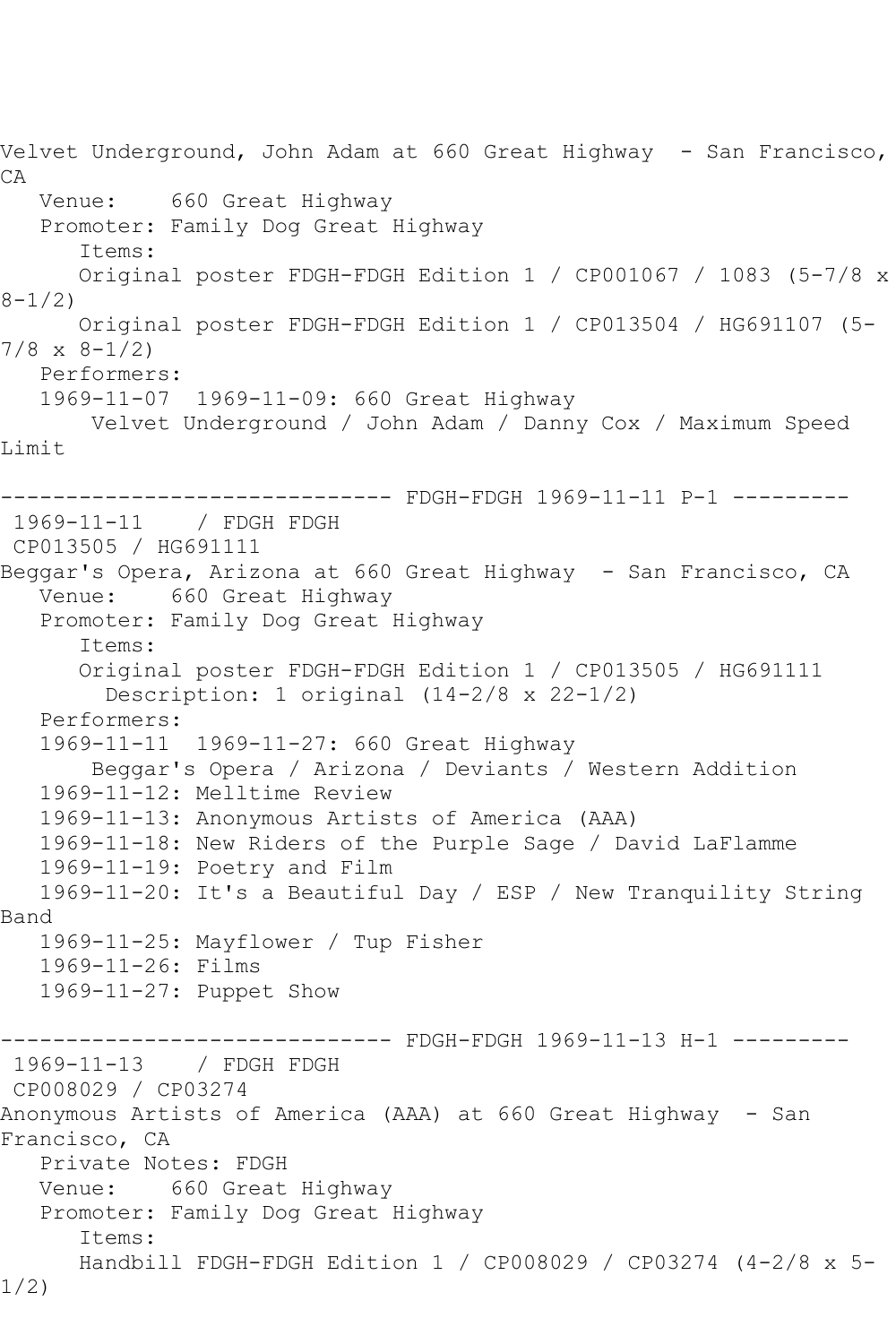Velvet Underground, John Adam at 660 Great Highway - San Francisco, CA
   Venue: 660 Great Highway
   Promoter: Family Dog Great Highway
      Items:
      Original poster FDGH-FDGH Edition 1 / CP001067 / 1083 (5-7/8 x 8-1/2)
      Original poster FDGH-FDGH Edition 1 / CP013504 / HG691107 (5-7/8 x 8-1/2)
   Performers:
   1969-11-07 1969-11-09: 660 Great Highway
       Velvet Underground / John Adam / Danny Cox / Maximum Speed Limit

------------------------------ FDGH-FDGH 1969-11-11 P-1 ---------
1969-11-11 / FDGH FDGH
CP013505 / HG691111
Beggar's Opera, Arizona at 660 Great Highway - San Francisco, CA
   Venue: 660 Great Highway
   Promoter: Family Dog Great Highway
      Items:
      Original poster FDGH-FDGH Edition 1 / CP013505 / HG691111
        Description: 1 original (14-2/8 x 22-1/2)
   Performers:
   1969-11-11 1969-11-27: 660 Great Highway
       Beggar's Opera / Arizona / Deviants / Western Addition
   1969-11-12: Melltime Review
   1969-11-13: Anonymous Artists of America (AAA)
   1969-11-18: New Riders of the Purple Sage / David LaFlamme
   1969-11-19: Poetry and Film
   1969-11-20: It's a Beautiful Day / ESP / New Tranquility String Band
   1969-11-25: Mayflower / Tup Fisher
   1969-11-26: Films
   1969-11-27: Puppet Show

------------------------------ FDGH-FDGH 1969-11-13 H-1 ---------
1969-11-13 / FDGH FDGH
CP008029 / CP03274
Anonymous Artists of America (AAA) at 660 Great Highway - San Francisco, CA
   Private Notes: FDGH
   Venue: 660 Great Highway
   Promoter: Family Dog Great Highway
      Items:
      Handbill FDGH-FDGH Edition 1 / CP008029 / CP03274 (4-2/8 x 5-1/2)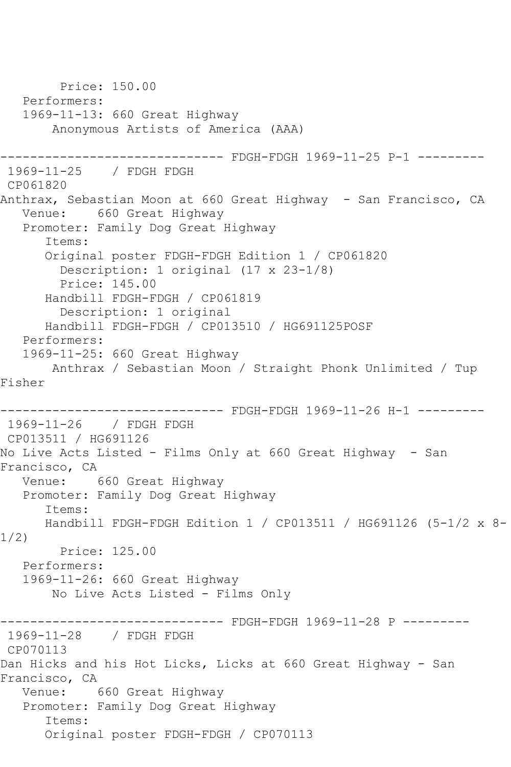```
        Price: 150.00
   Performers:
   1969-11-13: 660 Great Highway
       Anonymous Artists of America (AAA)

------------------------------ FDGH-FDGH 1969-11-25 P-1 ---------
 1969-11-25    / FDGH FDGH
 CP061820
Anthrax, Sebastian Moon at 660 Great Highway  - San Francisco, CA
   Venue:    660 Great Highway
   Promoter: Family Dog Great Highway
      Items:
      Original poster FDGH-FDGH Edition 1 / CP061820
        Description: 1 original (17 x 23-1/8)
        Price: 145.00
      Handbill FDGH-FDGH / CP061819
        Description: 1 original
      Handbill FDGH-FDGH / CP013510 / HG691125POSF
   Performers:
   1969-11-25: 660 Great Highway
       Anthrax / Sebastian Moon / Straight Phonk Unlimited / Tup
Fisher

------------------------------ FDGH-FDGH 1969-11-26 H-1 ---------
 1969-11-26    / FDGH FDGH
 CP013511 / HG691126
No Live Acts Listed - Films Only at 660 Great Highway  - San
Francisco, CA
   Venue:    660 Great Highway
   Promoter: Family Dog Great Highway
      Items:
      Handbill FDGH-FDGH Edition 1 / CP013511 / HG691126 (5-1/2 x 8-
1/2)
        Price: 125.00
   Performers:
   1969-11-26: 660 Great Highway
       No Live Acts Listed - Films Only

------------------------------ FDGH-FDGH 1969-11-28 P ---------
 1969-11-28    / FDGH FDGH
 CP070113
Dan Hicks and his Hot Licks, Licks at 660 Great Highway - San
Francisco, CA
   Venue:    660 Great Highway
   Promoter: Family Dog Great Highway
      Items:
      Original poster FDGH-FDGH / CP070113
```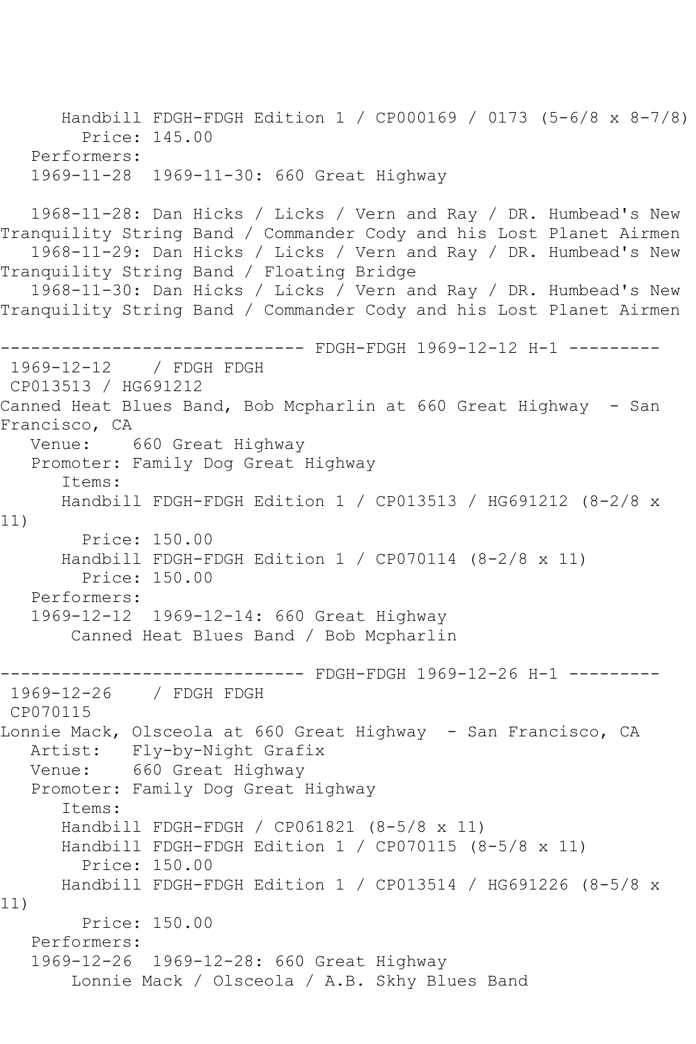Handbill FDGH-FDGH Edition 1 / CP000169 / 0173 (5-6/8 x 8-7/8)
Price: 145.00
Performers:
1969-11-28  1969-11-30: 660 Great Highway

1968-11-28: Dan Hicks / Licks / Vern and Ray / DR. Humbead's New Tranquility String Band / Commander Cody and his Lost Planet Airmen
1968-11-29: Dan Hicks / Licks / Vern and Ray / DR. Humbead's New Tranquility String Band / Floating Bridge
1968-11-30: Dan Hicks / Licks / Vern and Ray / DR. Humbead's New Tranquility String Band / Commander Cody and his Lost Planet Airmen

------------------------------ FDGH-FDGH 1969-12-12 H-1 ---------

1969-12-12    / FDGH FDGH
CP013513 / HG691212
Canned Heat Blues Band, Bob Mcpharlin at 660 Great Highway - San Francisco, CA
Venue:    660 Great Highway
Promoter: Family Dog Great Highway
Items:
Handbill FDGH-FDGH Edition 1 / CP013513 / HG691212 (8-2/8 x 11)
Price: 150.00
Handbill FDGH-FDGH Edition 1 / CP070114 (8-2/8 x 11)
Price: 150.00
Performers:
1969-12-12  1969-12-14: 660 Great Highway
Canned Heat Blues Band / Bob Mcpharlin

------------------------------ FDGH-FDGH 1969-12-26 H-1 ---------

1969-12-26    / FDGH FDGH
CP070115
Lonnie Mack, Olsceola at 660 Great Highway - San Francisco, CA
Artist:   Fly-by-Night Grafix
Venue:    660 Great Highway
Promoter: Family Dog Great Highway
Items:
Handbill FDGH-FDGH / CP061821 (8-5/8 x 11)
Handbill FDGH-FDGH Edition 1 / CP070115 (8-5/8 x 11)
Price: 150.00
Handbill FDGH-FDGH Edition 1 / CP013514 / HG691226 (8-5/8 x 11)
Price: 150.00
Performers:
1969-12-26  1969-12-28: 660 Great Highway
Lonnie Mack / Olsceola / A.B. Skhy Blues Band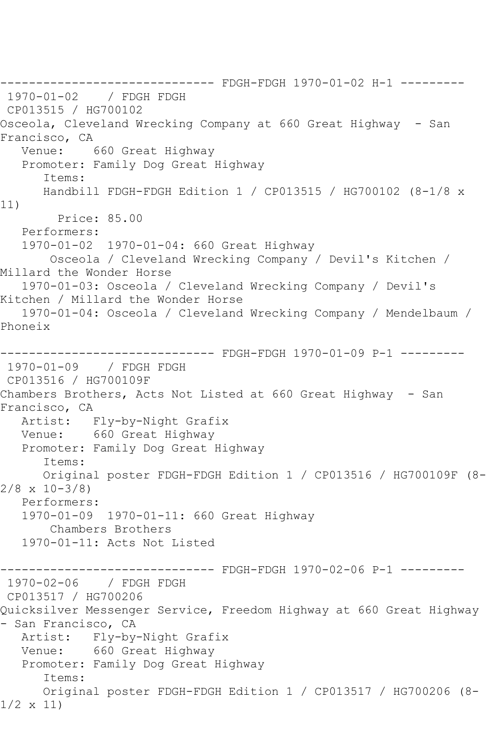------------------------------ FDGH-FDGH 1970-01-02 H-1 ---------

1970-01-02 / FDGH FDGH

CP013515 / HG700102

Osceola, Cleveland Wrecking Company at 660 Great Highway - San Francisco, CA

Venue: 660 Great Highway

Promoter: Family Dog Great Highway

Items:

Handbill FDGH-FDGH Edition 1 / CP013515 / HG700102 (8-1/8 x 11)

Price: 85.00

Performers:

1970-01-02 1970-01-04: 660 Great Highway

Osceola / Cleveland Wrecking Company / Devil's Kitchen / Millard the Wonder Horse

1970-01-03: Osceola / Cleveland Wrecking Company / Devil's Kitchen / Millard the Wonder Horse

1970-01-04: Osceola / Cleveland Wrecking Company / Mendelbaum / Phoneix

------------------------------ FDGH-FDGH 1970-01-09 P-1 ---------

1970-01-09 / FDGH FDGH

CP013516 / HG700109F

Chambers Brothers, Acts Not Listed at 660 Great Highway - San Francisco, CA

Artist: Fly-by-Night Grafix

Venue: 660 Great Highway

Promoter: Family Dog Great Highway

Items:

Original poster FDGH-FDGH Edition 1 / CP013516 / HG700109F (8-2/8 x 10-3/8)

Performers:

1970-01-09 1970-01-11: 660 Great Highway

Chambers Brothers

1970-01-11: Acts Not Listed

------------------------------ FDGH-FDGH 1970-02-06 P-1 ---------

1970-02-06 / FDGH FDGH

CP013517 / HG700206

Quicksilver Messenger Service, Freedom Highway at 660 Great Highway - San Francisco, CA

Artist: Fly-by-Night Grafix

Venue: 660 Great Highway

Promoter: Family Dog Great Highway

Items:

Original poster FDGH-FDGH Edition 1 / CP013517 / HG700206 (8-1/2 x 11)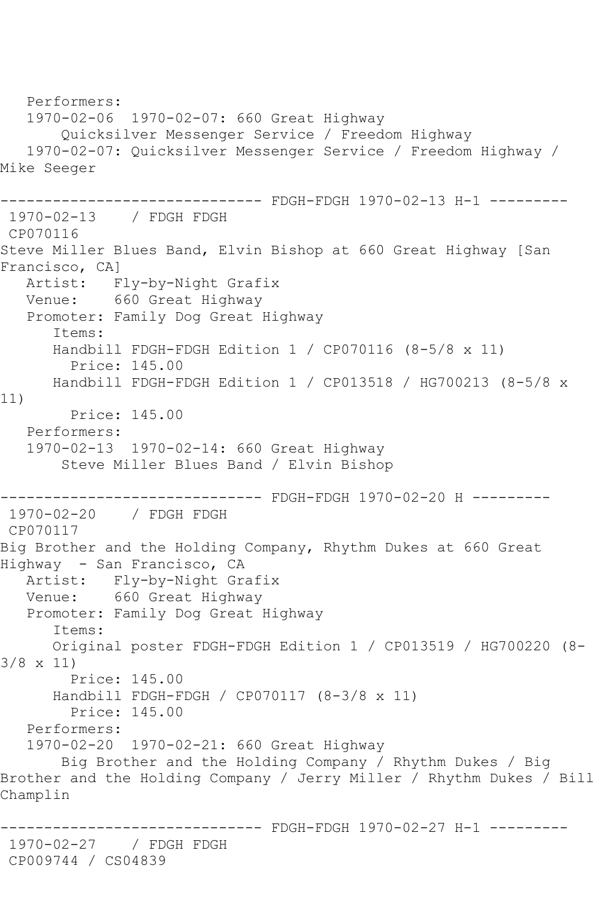Performers:
1970-02-06 1970-02-07: 660 Great Highway
Quicksilver Messenger Service / Freedom Highway
1970-02-07: Quicksilver Messenger Service / Freedom Highway / Mike Seeger

------------------------------ FDGH-FDGH 1970-02-13 H-1 ---------
1970-02-13 / FDGH FDGH
CP070116
Steve Miller Blues Band, Elvin Bishop at 660 Great Highway [San Francisco, CA]
Artist: Fly-by-Night Grafix
Venue: 660 Great Highway
Promoter: Family Dog Great Highway
Items:
Handbill FDGH-FDGH Edition 1 / CP070116 (8-5/8 x 11)
Price: 145.00
Handbill FDGH-FDGH Edition 1 / CP013518 / HG700213 (8-5/8 x 11)
Price: 145.00
Performers:
1970-02-13 1970-02-14: 660 Great Highway
Steve Miller Blues Band / Elvin Bishop

------------------------------ FDGH-FDGH 1970-02-20 H ---------
1970-02-20 / FDGH FDGH
CP070117
Big Brother and the Holding Company, Rhythm Dukes at 660 Great Highway - San Francisco, CA
Artist: Fly-by-Night Grafix
Venue: 660 Great Highway
Promoter: Family Dog Great Highway
Items:
Original poster FDGH-FDGH Edition 1 / CP013519 / HG700220 (8-3/8 x 11)
Price: 145.00
Handbill FDGH-FDGH / CP070117 (8-3/8 x 11)
Price: 145.00
Performers:
1970-02-20 1970-02-21: 660 Great Highway
Big Brother and the Holding Company / Rhythm Dukes / Big Brother and the Holding Company / Jerry Miller / Rhythm Dukes / Bill Champlin

------------------------------ FDGH-FDGH 1970-02-27 H-1 ---------
1970-02-27 / FDGH FDGH
CP009744 / CS04839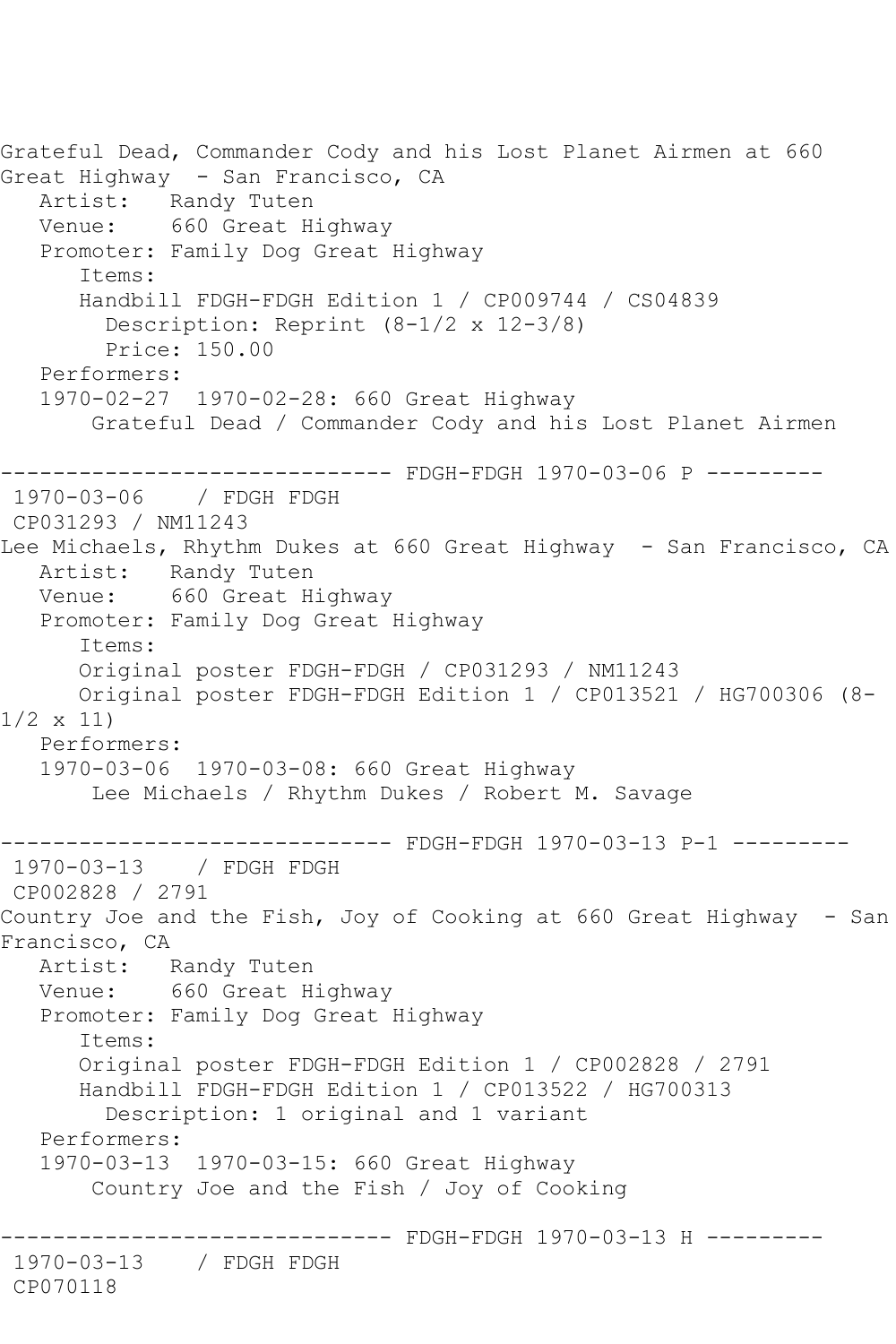Grateful Dead, Commander Cody and his Lost Planet Airmen at 660 Great Highway - San Francisco, CA

Artist: Randy Tuten
Venue: 660 Great Highway
Promoter: Family Dog Great Highway
Items:
Handbill FDGH-FDGH Edition 1 / CP009744 / CS04839
Description: Reprint (8-1/2 x 12-3/8)
Price: 150.00
Performers:
1970-02-27 1970-02-28: 660 Great Highway
Grateful Dead / Commander Cody and his Lost Planet Airmen

------------------------------ FDGH-FDGH 1970-03-06 P ---------

1970-03-06 / FDGH FDGH
CP031293 / NM11243

Lee Michaels, Rhythm Dukes at 660 Great Highway - San Francisco, CA

Artist: Randy Tuten
Venue: 660 Great Highway
Promoter: Family Dog Great Highway
Items:
Original poster FDGH-FDGH / CP031293 / NM11243
Original poster FDGH-FDGH Edition 1 / CP013521 / HG700306 (8-1/2 x 11)
Performers:
1970-03-06 1970-03-08: 660 Great Highway
Lee Michaels / Rhythm Dukes / Robert M. Savage

------------------------------ FDGH-FDGH 1970-03-13 P-1 ---------

1970-03-13 / FDGH FDGH
CP002828 / 2791

Country Joe and the Fish, Joy of Cooking at 660 Great Highway - San Francisco, CA

Artist: Randy Tuten
Venue: 660 Great Highway
Promoter: Family Dog Great Highway
Items:
Original poster FDGH-FDGH Edition 1 / CP002828 / 2791
Handbill FDGH-FDGH Edition 1 / CP013522 / HG700313
Description: 1 original and 1 variant
Performers:
1970-03-13 1970-03-15: 660 Great Highway
Country Joe and the Fish / Joy of Cooking

------------------------------ FDGH-FDGH 1970-03-13 H ---------

1970-03-13 / FDGH FDGH
CP070118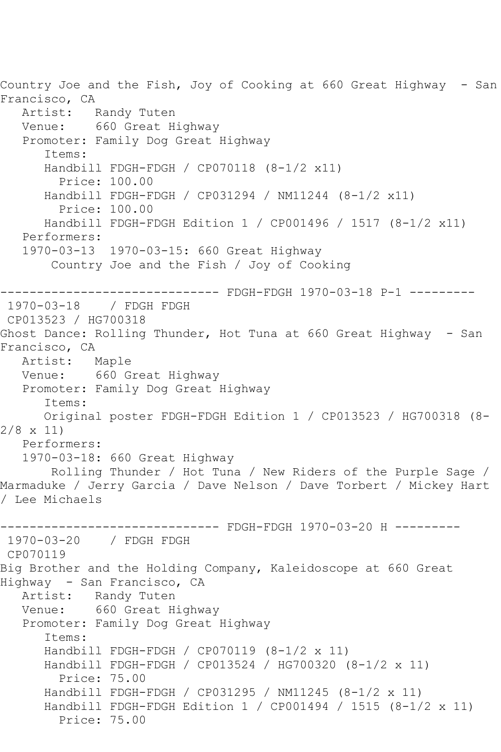Country Joe and the Fish, Joy of Cooking at 660 Great Highway - San Francisco, CA

Artist: Randy Tuten
Venue: 660 Great Highway
Promoter: Family Dog Great Highway
Items:
Handbill FDGH-FDGH / CP070118 (8-1/2 x11)
Price: 100.00
Handbill FDGH-FDGH / CP031294 / NM11244 (8-1/2 x11)
Price: 100.00
Handbill FDGH-FDGH Edition 1 / CP001496 / 1517 (8-1/2 x11)
Performers:
1970-03-13 1970-03-15: 660 Great Highway
Country Joe and the Fish / Joy of Cooking

------------------------------ FDGH-FDGH 1970-03-18 P-1 ---------

1970-03-18 / FDGH FDGH
CP013523 / HG700318

Ghost Dance: Rolling Thunder, Hot Tuna at 660 Great Highway - San Francisco, CA

Artist: Maple
Venue: 660 Great Highway
Promoter: Family Dog Great Highway
Items:
Original poster FDGH-FDGH Edition 1 / CP013523 / HG700318 (8-2/8 x 11)
Performers:
1970-03-18: 660 Great Highway
Rolling Thunder / Hot Tuna / New Riders of the Purple Sage / Marmaduke / Jerry Garcia / Dave Nelson / Dave Torbert / Mickey Hart / Lee Michaels

------------------------------ FDGH-FDGH 1970-03-20 H ---------

1970-03-20 / FDGH FDGH
CP070119

Big Brother and the Holding Company, Kaleidoscope at 660 Great Highway - San Francisco, CA

Artist: Randy Tuten
Venue: 660 Great Highway
Promoter: Family Dog Great Highway
Items:
Handbill FDGH-FDGH / CP070119 (8-1/2 x 11)
Handbill FDGH-FDGH / CP013524 / HG700320 (8-1/2 x 11)
Price: 75.00
Handbill FDGH-FDGH / CP031295 / NM11245 (8-1/2 x 11)
Handbill FDGH-FDGH Edition 1 / CP001494 / 1515 (8-1/2 x 11)
Price: 75.00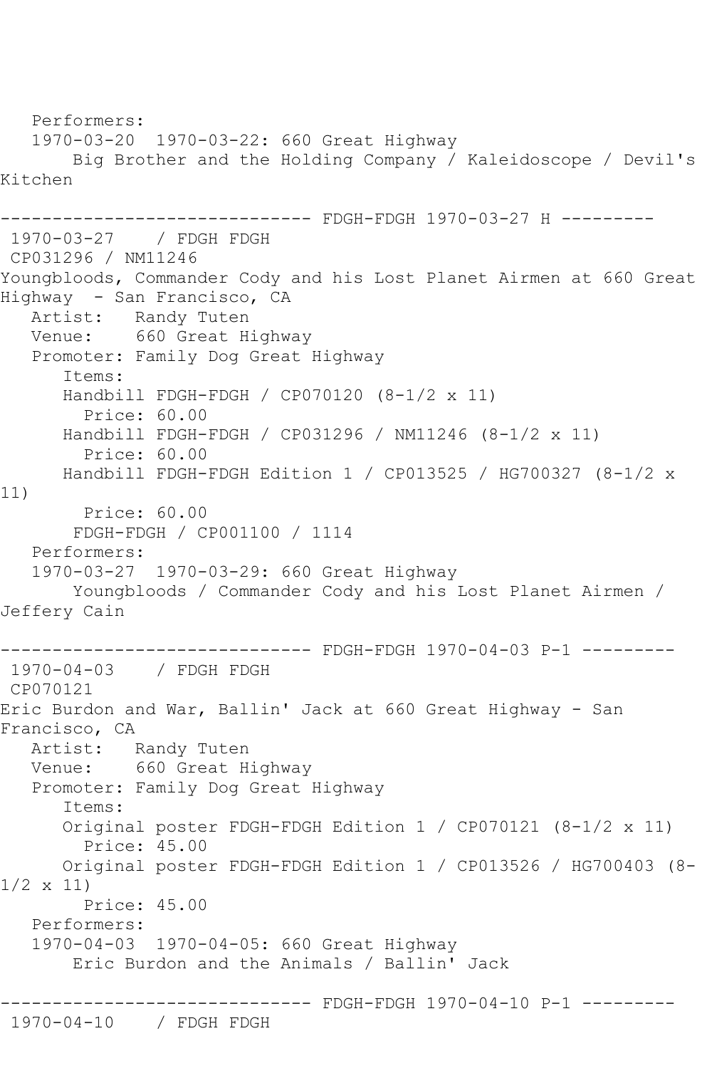Performers:
1970-03-20  1970-03-22: 660 Great Highway
Big Brother and the Holding Company / Kaleidoscope / Devil's Kitchen

------------------------------ FDGH-FDGH 1970-03-27 H ---------
1970-03-27    / FDGH FDGH
CP031296 / NM11246
Youngbloods, Commander Cody and his Lost Planet Airmen at 660 Great Highway  - San Francisco, CA
Artist:   Randy Tuten
Venue:    660 Great Highway
Promoter: Family Dog Great Highway
Items:
Handbill FDGH-FDGH / CP070120 (8-1/2 x 11)
Price: 60.00
Handbill FDGH-FDGH / CP031296 / NM11246 (8-1/2 x 11)
Price: 60.00
Handbill FDGH-FDGH Edition 1 / CP013525 / HG700327 (8-1/2 x 11)
Price: 60.00
FDGH-FDGH / CP001100 / 1114
Performers:
1970-03-27  1970-03-29: 660 Great Highway
Youngbloods / Commander Cody and his Lost Planet Airmen / Jeffery Cain

------------------------------ FDGH-FDGH 1970-04-03 P-1 ---------
1970-04-03    / FDGH FDGH
CP070121
Eric Burdon and War, Ballin' Jack at 660 Great Highway - San Francisco, CA
Artist:   Randy Tuten
Venue:    660 Great Highway
Promoter: Family Dog Great Highway
Items:
Original poster FDGH-FDGH Edition 1 / CP070121 (8-1/2 x 11)
Price: 45.00
Original poster FDGH-FDGH Edition 1 / CP013526 / HG700403 (8-1/2 x 11)
Price: 45.00
Performers:
1970-04-03  1970-04-05: 660 Great Highway
Eric Burdon and the Animals / Ballin' Jack

------------------------------ FDGH-FDGH 1970-04-10 P-1 ---------
1970-04-10    / FDGH FDGH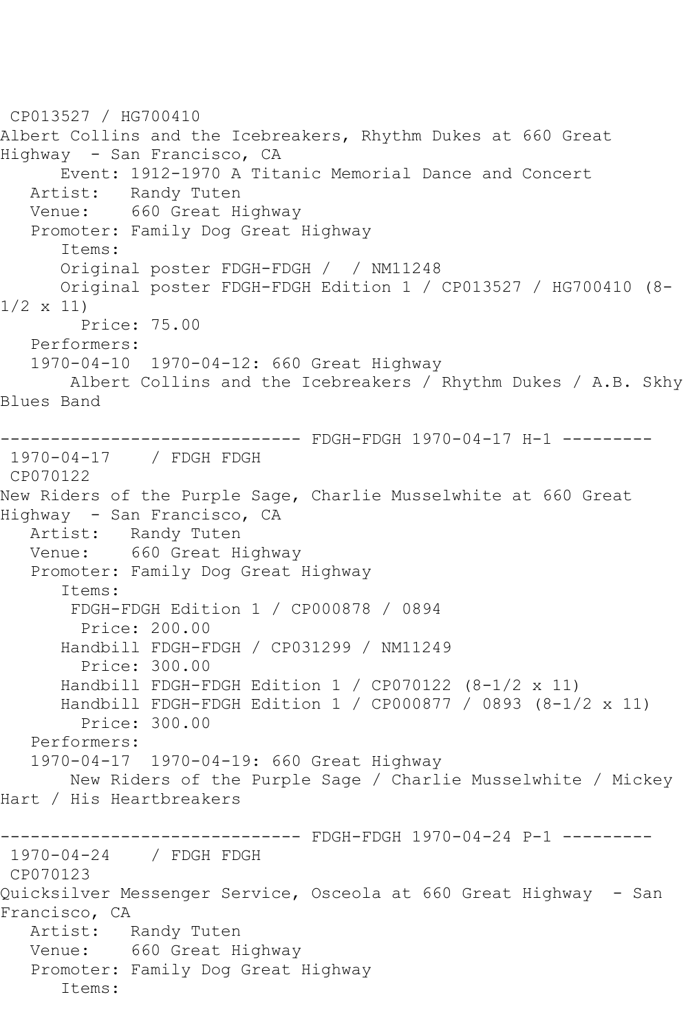CP013527 / HG700410
Albert Collins and the Icebreakers, Rhythm Dukes at 660 Great Highway  - San Francisco, CA

Event: 1912-1970 A Titanic Memorial Dance and Concert
Artist: Randy Tuten
Venue: 660 Great Highway
Promoter: Family Dog Great Highway
Items:
Original poster FDGH-FDGH /  / NM11248
Original poster FDGH-FDGH Edition 1 / CP013527 / HG700410 (8-1/2 x 11)
Price: 75.00
Performers:
1970-04-10  1970-04-12: 660 Great Highway
Albert Collins and the Icebreakers / Rhythm Dukes / A.B. Skhy Blues Band

------------------------------ FDGH-FDGH 1970-04-17 H-1 ---------

1970-04-17    / FDGH FDGH
CP070122
New Riders of the Purple Sage, Charlie Musselwhite at 660 Great Highway  - San Francisco, CA

Artist: Randy Tuten
Venue: 660 Great Highway
Promoter: Family Dog Great Highway
Items:
FDGH-FDGH Edition 1 / CP000878 / 0894
Price: 200.00
Handbill FDGH-FDGH / CP031299 / NM11249
Price: 300.00
Handbill FDGH-FDGH Edition 1 / CP070122 (8-1/2 x 11)
Handbill FDGH-FDGH Edition 1 / CP000877 / 0893 (8-1/2 x 11)
Price: 300.00
Performers:
1970-04-17  1970-04-19: 660 Great Highway
New Riders of the Purple Sage / Charlie Musselwhite / Mickey Hart / His Heartbreakers

------------------------------ FDGH-FDGH 1970-04-24 P-1 ---------

1970-04-24    / FDGH FDGH
CP070123
Quicksilver Messenger Service, Osceola at 660 Great Highway  - San Francisco, CA

Artist: Randy Tuten
Venue: 660 Great Highway
Promoter: Family Dog Great Highway
Items: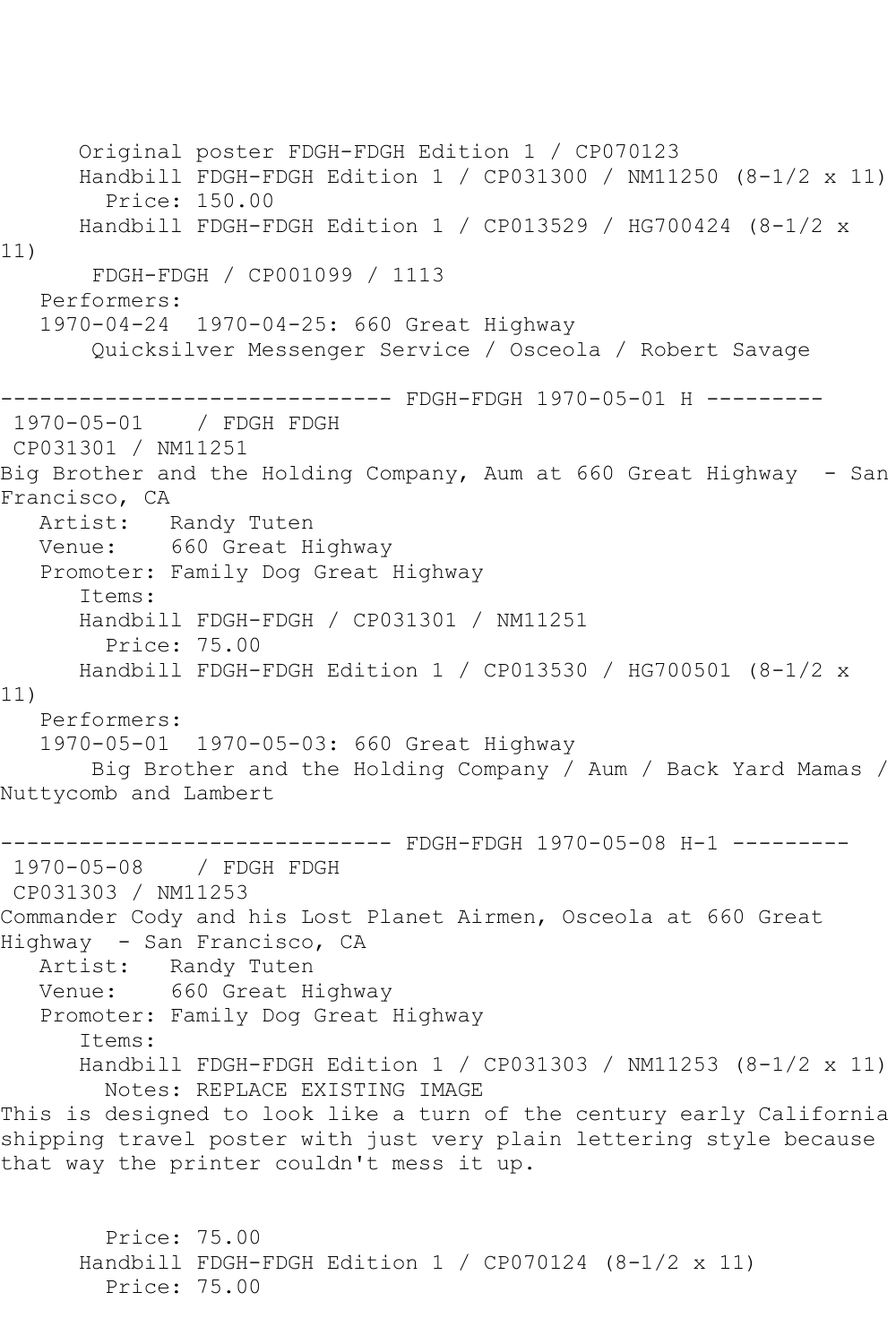Original poster FDGH-FDGH Edition 1 / CP070123
Handbill FDGH-FDGH Edition 1 / CP031300 / NM11250 (8-1/2 x 11)
Price: 150.00
Handbill FDGH-FDGH Edition 1 / CP013529 / HG700424 (8-1/2 x 11)
FDGH-FDGH / CP001099 / 1113
Performers:
1970-04-24 1970-04-25: 660 Great Highway
Quicksilver Messenger Service / Osceola / Robert Savage

------------------------------ FDGH-FDGH 1970-05-01 H ---------

1970-05-01 / FDGH FDGH
CP031301 / NM11251
Big Brother and the Holding Company, Aum at 660 Great Highway - San Francisco, CA
Artist: Randy Tuten
Venue: 660 Great Highway
Promoter: Family Dog Great Highway
Items:
Handbill FDGH-FDGH / CP031301 / NM11251
Price: 75.00
Handbill FDGH-FDGH Edition 1 / CP013530 / HG700501 (8-1/2 x 11)
Performers:
1970-05-01 1970-05-03: 660 Great Highway
Big Brother and the Holding Company / Aum / Back Yard Mamas / Nuttycomb and Lambert

------------------------------ FDGH-FDGH 1970-05-08 H-1 ---------

1970-05-08 / FDGH FDGH
CP031303 / NM11253
Commander Cody and his Lost Planet Airmen, Osceola at 660 Great Highway - San Francisco, CA
Artist: Randy Tuten
Venue: 660 Great Highway
Promoter: Family Dog Great Highway
Items:
Handbill FDGH-FDGH Edition 1 / CP031303 / NM11253 (8-1/2 x 11)
Notes: REPLACE EXISTING IMAGE
This is designed to look like a turn of the century early California shipping travel poster with just very plain lettering style because that way the printer couldn't mess it up.

Price: 75.00
Handbill FDGH-FDGH Edition 1 / CP070124 (8-1/2 x 11)
Price: 75.00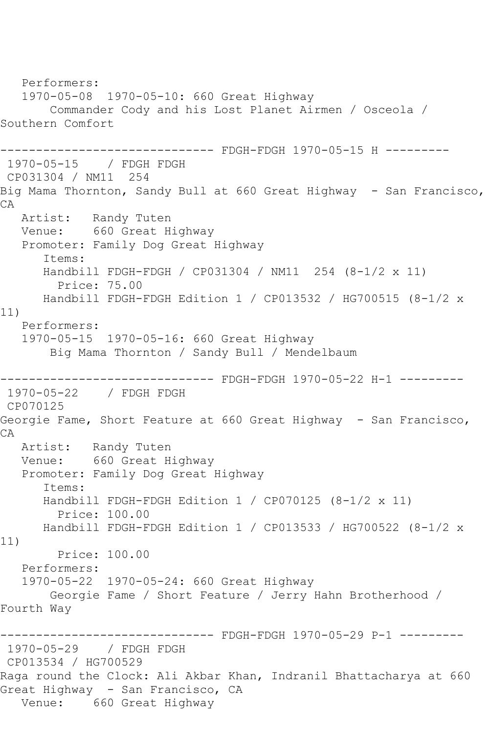Performers:
   1970-05-08  1970-05-10: 660 Great Highway
       Commander Cody and his Lost Planet Airmen / Osceola / Southern Comfort

------------------------------ FDGH-FDGH 1970-05-15 H ---------

1970-05-15    / FDGH FDGH
CP031304 / NM11  254
Big Mama Thornton, Sandy Bull at 660 Great Highway  - San Francisco, CA
   Artist:   Randy Tuten
   Venue:    660 Great Highway
   Promoter: Family Dog Great Highway
      Items:
      Handbill FDGH-FDGH / CP031304 / NM11  254 (8-1/2 x 11)
        Price: 75.00
      Handbill FDGH-FDGH Edition 1 / CP013532 / HG700515 (8-1/2 x 11)
   Performers:
   1970-05-15  1970-05-16: 660 Great Highway
       Big Mama Thornton / Sandy Bull / Mendelbaum

------------------------------ FDGH-FDGH 1970-05-22 H-1 ---------

1970-05-22    / FDGH FDGH
CP070125
Georgie Fame, Short Feature at 660 Great Highway  - San Francisco, CA
   Artist:   Randy Tuten
   Venue:    660 Great Highway
   Promoter: Family Dog Great Highway
      Items:
      Handbill FDGH-FDGH Edition 1 / CP070125 (8-1/2 x 11)
        Price: 100.00
      Handbill FDGH-FDGH Edition 1 / CP013533 / HG700522 (8-1/2 x 11)
        Price: 100.00
   Performers:
   1970-05-22  1970-05-24: 660 Great Highway
       Georgie Fame / Short Feature / Jerry Hahn Brotherhood / Fourth Way

------------------------------ FDGH-FDGH 1970-05-29 P-1 ---------

1970-05-29    / FDGH FDGH
CP013534 / HG700529
Raga round the Clock: Ali Akbar Khan, Indranil Bhattacharya at 660 Great Highway  - San Francisco, CA
   Venue:    660 Great Highway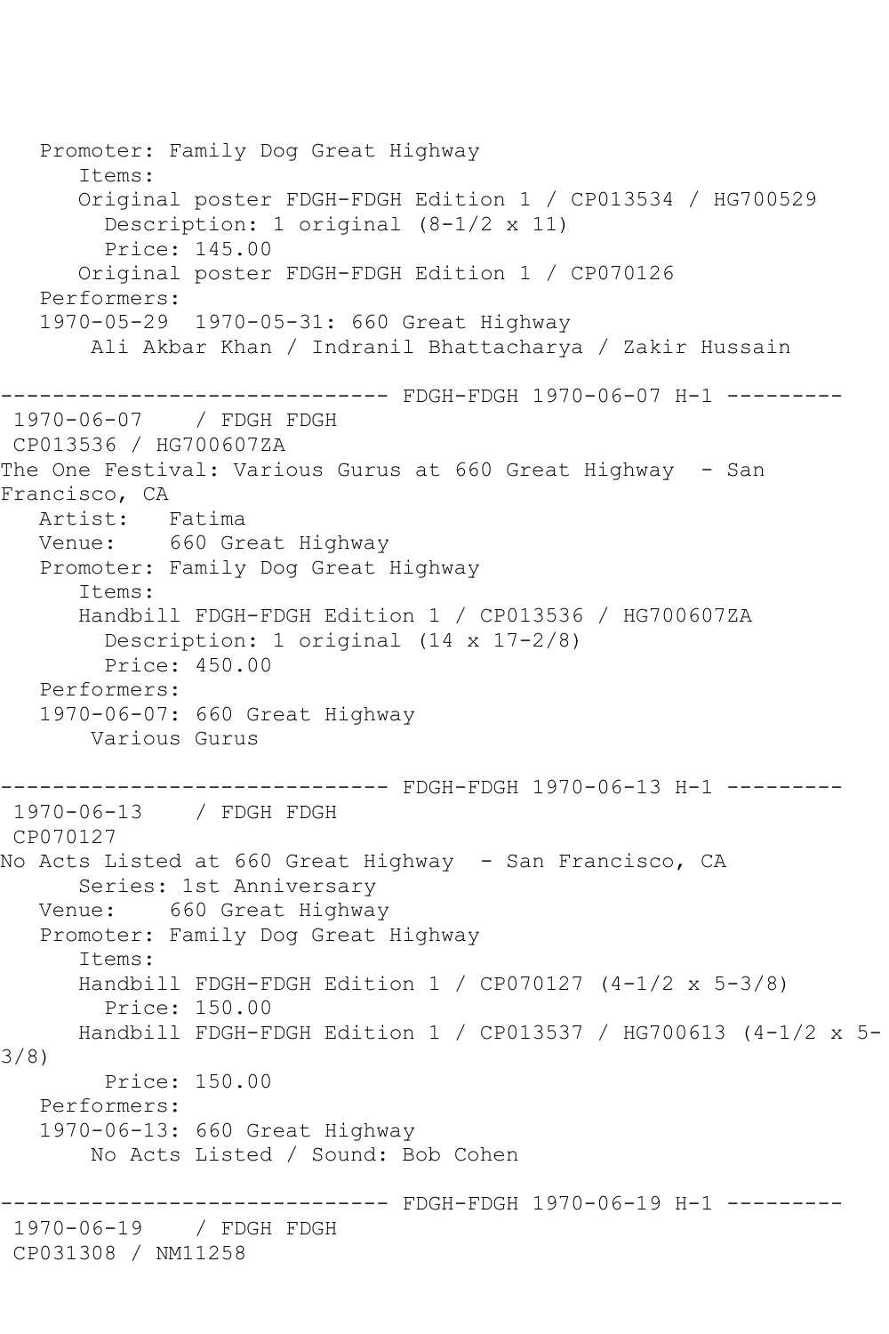```
   Promoter: Family Dog Great Highway
      Items:
      Original poster FDGH-FDGH Edition 1 / CP013534 / HG700529
        Description: 1 original (8-1/2 x 11)
        Price: 145.00
      Original poster FDGH-FDGH Edition 1 / CP070126
   Performers:
   1970-05-29  1970-05-31: 660 Great Highway
       Ali Akbar Khan / Indranil Bhattacharya / Zakir Hussain

------------------------------ FDGH-FDGH 1970-06-07 H-1 ---------
 1970-06-07    / FDGH FDGH
 CP013536 / HG700607ZA
The One Festival: Various Gurus at 660 Great Highway  - San
Francisco, CA
   Artist:   Fatima
   Venue:    660 Great Highway
   Promoter: Family Dog Great Highway
      Items:
      Handbill FDGH-FDGH Edition 1 / CP013536 / HG700607ZA
        Description: 1 original (14 x 17-2/8)
        Price: 450.00
   Performers:
   1970-06-07: 660 Great Highway
       Various Gurus

------------------------------ FDGH-FDGH 1970-06-13 H-1 ---------
 1970-06-13    / FDGH FDGH
 CP070127
No Acts Listed at 660 Great Highway  - San Francisco, CA
      Series: 1st Anniversary
   Venue:    660 Great Highway
   Promoter: Family Dog Great Highway
      Items:
      Handbill FDGH-FDGH Edition 1 / CP070127 (4-1/2 x 5-3/8)
        Price: 150.00
      Handbill FDGH-FDGH Edition 1 / CP013537 / HG700613 (4-1/2 x 5-
3/8)
        Price: 150.00
   Performers:
   1970-06-13: 660 Great Highway
       No Acts Listed / Sound: Bob Cohen

------------------------------ FDGH-FDGH 1970-06-19 H-1 ---------
 1970-06-19    / FDGH FDGH
 CP031308 / NM11258
```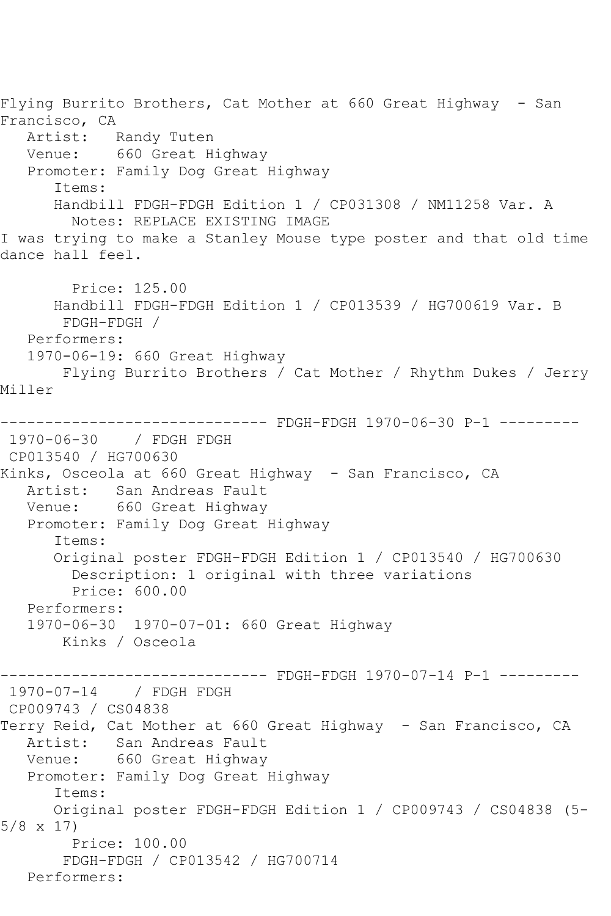Flying Burrito Brothers, Cat Mother at 660 Great Highway - San Francisco, CA
   Artist:   Randy Tuten
   Venue:    660 Great Highway
   Promoter: Family Dog Great Highway
      Items:
      Handbill FDGH-FDGH Edition 1 / CP031308 / NM11258 Var. A
        Notes: REPLACE EXISTING IMAGE
I was trying to make a Stanley Mouse type poster and that old time dance hall feel.

        Price: 125.00
      Handbill FDGH-FDGH Edition 1 / CP013539 / HG700619 Var. B
       FDGH-FDGH /
   Performers:
   1970-06-19: 660 Great Highway
       Flying Burrito Brothers / Cat Mother / Rhythm Dukes / Jerry Miller

------------------------------ FDGH-FDGH 1970-06-30 P-1 ---------
1970-06-30    / FDGH FDGH
CP013540 / HG700630
Kinks, Osceola at 660 Great Highway - San Francisco, CA
   Artist:   San Andreas Fault
   Venue:    660 Great Highway
   Promoter: Family Dog Great Highway
      Items:
      Original poster FDGH-FDGH Edition 1 / CP013540 / HG700630
        Description: 1 original with three variations
        Price: 600.00
   Performers:
   1970-06-30  1970-07-01: 660 Great Highway
       Kinks / Osceola

------------------------------ FDGH-FDGH 1970-07-14 P-1 ---------
1970-07-14    / FDGH FDGH
CP009743 / CS04838
Terry Reid, Cat Mother at 660 Great Highway - San Francisco, CA
   Artist:   San Andreas Fault
   Venue:    660 Great Highway
   Promoter: Family Dog Great Highway
      Items:
      Original poster FDGH-FDGH Edition 1 / CP009743 / CS04838 (5-5/8 x 17)
        Price: 100.00
       FDGH-FDGH / CP013542 / HG700714
   Performers: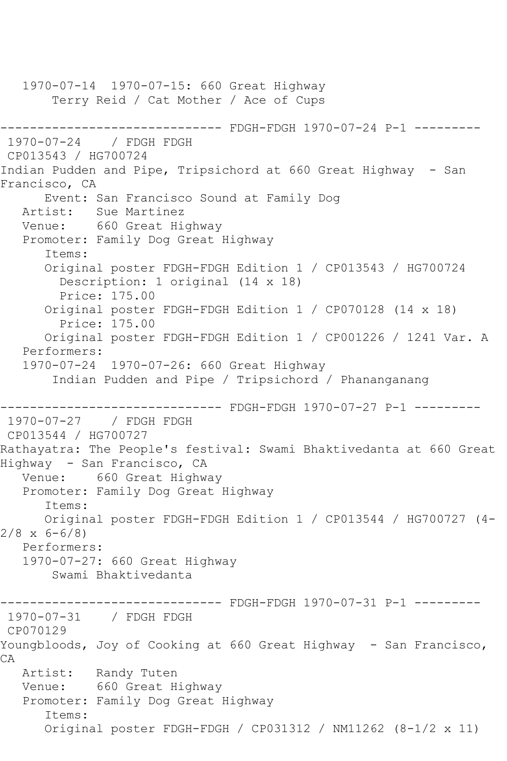1970-07-14  1970-07-15: 660 Great Highway
Terry Reid / Cat Mother / Ace of Cups

------------------------------ FDGH-FDGH 1970-07-24 P-1 ---------

1970-07-24    / FDGH FDGH
CP013543 / HG700724
Indian Pudden and Pipe, Tripsichord at 660 Great Highway  - San Francisco, CA
Event: San Francisco Sound at Family Dog
Artist:   Sue Martinez
Venue:    660 Great Highway
Promoter: Family Dog Great Highway
Items:
Original poster FDGH-FDGH Edition 1 / CP013543 / HG700724
Description: 1 original (14 x 18)
Price: 175.00
Original poster FDGH-FDGH Edition 1 / CP070128 (14 x 18)
Price: 175.00
Original poster FDGH-FDGH Edition 1 / CP001226 / 1241 Var. A
Performers:
1970-07-24  1970-07-26: 660 Great Highway
Indian Pudden and Pipe / Tripsichord / Phananganang

------------------------------ FDGH-FDGH 1970-07-27 P-1 ---------

1970-07-27    / FDGH FDGH
CP013544 / HG700727
Rathayatra: The People's festival: Swami Bhaktivedanta at 660 Great Highway  - San Francisco, CA
Venue:    660 Great Highway
Promoter: Family Dog Great Highway
Items:
Original poster FDGH-FDGH Edition 1 / CP013544 / HG700727 (4-2/8 x 6-6/8)
Performers:
1970-07-27: 660 Great Highway
Swami Bhaktivedanta

------------------------------ FDGH-FDGH 1970-07-31 P-1 ---------

1970-07-31    / FDGH FDGH
CP070129
Youngbloods, Joy of Cooking at 660 Great Highway  - San Francisco, CA
Artist:   Randy Tuten
Venue:    660 Great Highway
Promoter: Family Dog Great Highway
Items:
Original poster FDGH-FDGH / CP031312 / NM11262 (8-1/2 x 11)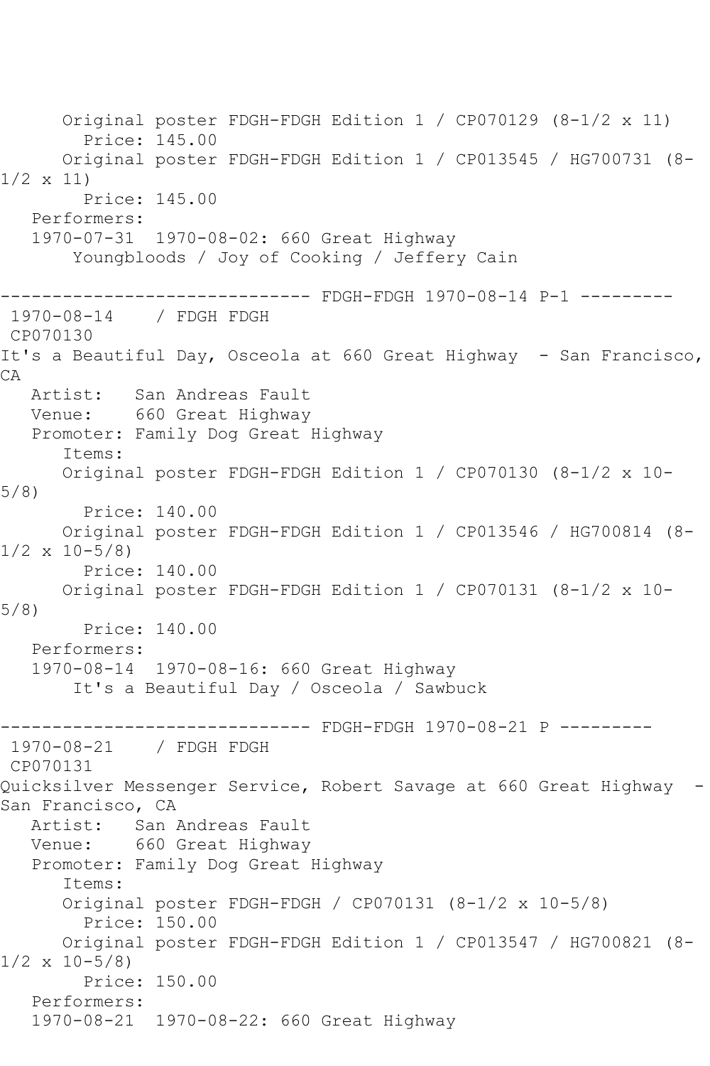```
      Original poster FDGH-FDGH Edition 1 / CP070129 (8-1/2 x 11)
        Price: 145.00
      Original poster FDGH-FDGH Edition 1 / CP013545 / HG700731 (8-
1/2 x 11)
        Price: 145.00
   Performers:
   1970-07-31  1970-08-02: 660 Great Highway
       Youngbloods / Joy of Cooking / Jeffery Cain

------------------------------ FDGH-FDGH 1970-08-14 P-1 ---------
 1970-08-14    / FDGH FDGH
 CP070130
It's a Beautiful Day, Osceola at 660 Great Highway  - San Francisco,
CA
   Artist:   San Andreas Fault
   Venue:    660 Great Highway
   Promoter: Family Dog Great Highway
      Items:
      Original poster FDGH-FDGH Edition 1 / CP070130 (8-1/2 x 10-
5/8)
        Price: 140.00
      Original poster FDGH-FDGH Edition 1 / CP013546 / HG700814 (8-
1/2 x 10-5/8)
        Price: 140.00
      Original poster FDGH-FDGH Edition 1 / CP070131 (8-1/2 x 10-
5/8)
        Price: 140.00
   Performers:
   1970-08-14  1970-08-16: 660 Great Highway
       It's a Beautiful Day / Osceola / Sawbuck

------------------------------ FDGH-FDGH 1970-08-21 P ---------
 1970-08-21    / FDGH FDGH
 CP070131
Quicksilver Messenger Service, Robert Savage at 660 Great Highway  -
San Francisco, CA
   Artist:   San Andreas Fault
   Venue:    660 Great Highway
   Promoter: Family Dog Great Highway
      Items:
      Original poster FDGH-FDGH / CP070131 (8-1/2 x 10-5/8)
        Price: 150.00
      Original poster FDGH-FDGH Edition 1 / CP013547 / HG700821 (8-
1/2 x 10-5/8)
        Price: 150.00
   Performers:
   1970-08-21  1970-08-22: 660 Great Highway
```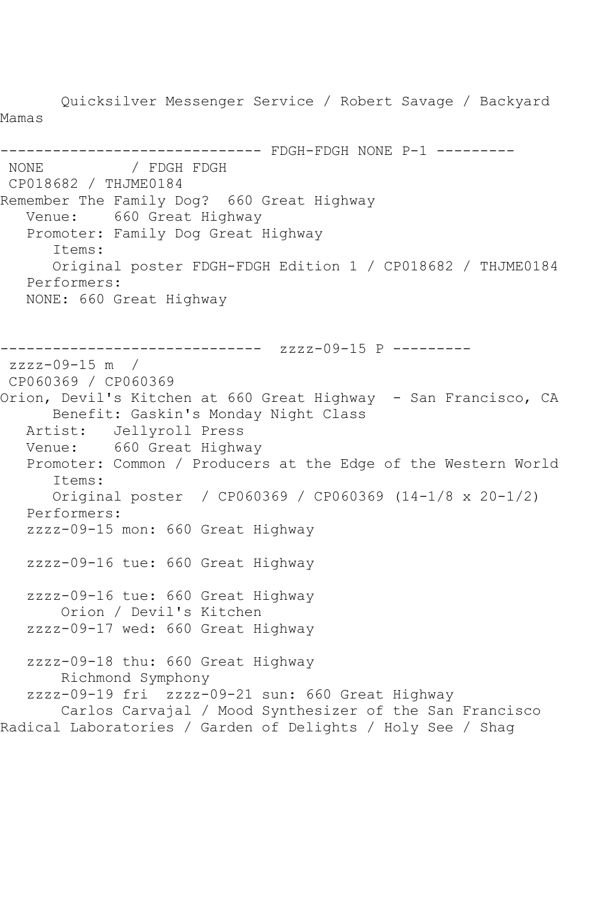Quicksilver Messenger Service / Robert Savage / Backyard Mamas

------------------------------ FDGH-FDGH NONE P-1 ---------

NONE / FDGH FDGH

CP018682 / THJME0184

Remember The Family Dog? 660 Great Highway

Venue: 660 Great Highway

Promoter: Family Dog Great Highway

Items:

Original poster FDGH-FDGH Edition 1 / CP018682 / THJME0184

Performers:

NONE: 660 Great Highway

------------------------------ zzzz-09-15 P ---------

zzzz-09-15 m /

CP060369 / CP060369

Orion, Devil's Kitchen at 660 Great Highway - San Francisco, CA

Benefit: Gaskin's Monday Night Class

Artist: Jellyroll Press

Venue: 660 Great Highway

Promoter: Common / Producers at the Edge of the Western World

Items:

Original poster / CP060369 / CP060369 (14-1/8 x 20-1/2)

Performers:

zzzz-09-15 mon: 660 Great Highway

zzzz-09-16 tue: 660 Great Highway

zzzz-09-16 tue: 660 Great Highway

Orion / Devil's Kitchen

zzzz-09-17 wed: 660 Great Highway

zzzz-09-18 thu: 660 Great Highway

Richmond Symphony

zzzz-09-19 fri zzzz-09-21 sun: 660 Great Highway

Carlos Carvajal / Mood Synthesizer of the San Francisco Radical Laboratories / Garden of Delights / Holy See / Shag